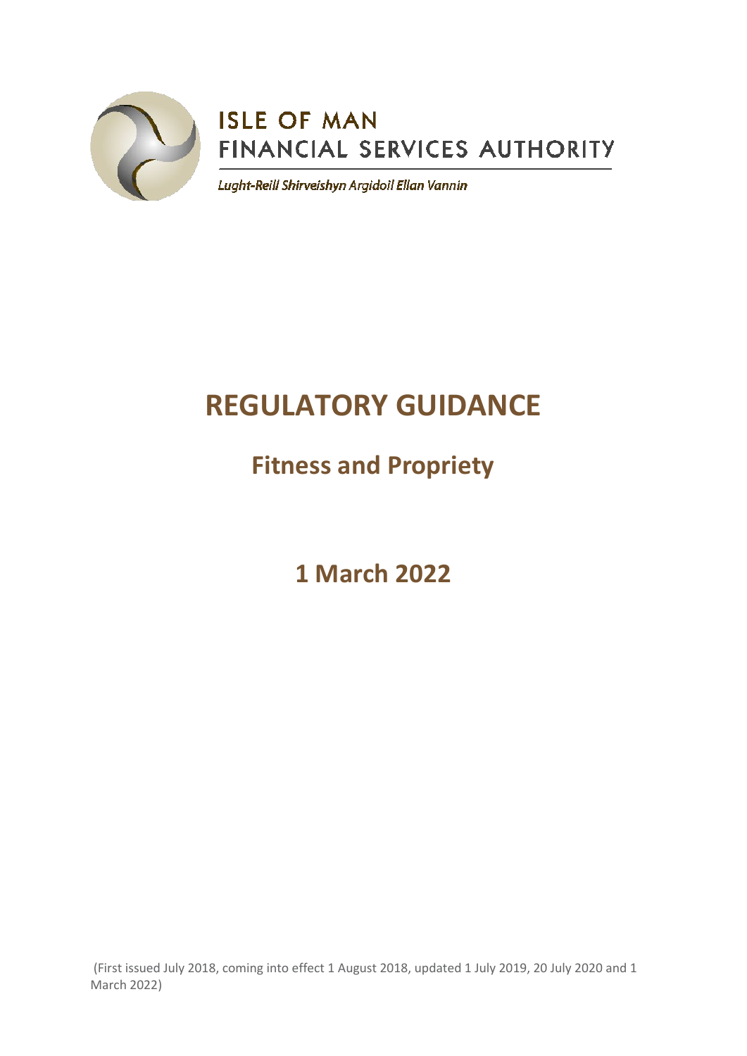ISLE OF MAN
FINANCIAL SERVICES AUTHORITY

*Lught-Reill Shirveishyn Argidoil Ellan Vannin*

# REGULATORY GUIDANCE

## Fitness and Propriety

## 1 March 2022

(First issued July 2018, coming into effect 1 August 2018, updated 1 July 2019, 20 July 2020 and 1 March 2022)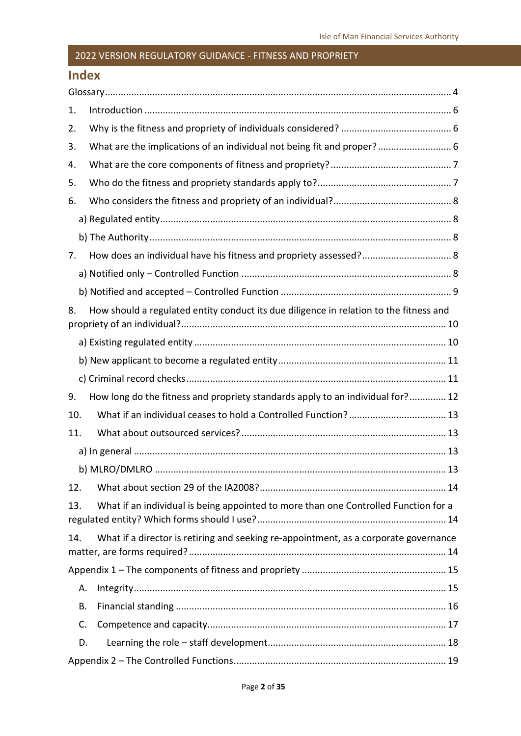## Index

Glossary.................................................................................................................................... 4

1. Introduction ....................................................................................................................... 6

2. Why is the fitness and propriety of individuals considered? ........................................... 6

3. What are the implications of an individual not being fit and proper? ............................ 6

4. What are the core components of fitness and propriety? .............................................. 7

5. Who do the fitness and propriety standards apply to? .................................................... 7

6. Who considers the fitness and propriety of an individual? .............................................. 8

   a) Regulated entity ............................................................................................................. 8

   b) The Authority .................................................................................................................. 8

7. How does an individual have his fitness and propriety assessed? .................................. 8

   a) Notified only – Controlled Function ............................................................................... 8

   b) Notified and accepted – Controlled Function ................................................................ 9

8. How should a regulated entity conduct its due diligence in relation to the fitness and propriety of an individual? ................................................................................................... 10

   a) Existing regulated entity ............................................................................................... 10

   b) New applicant to become a regulated entity ............................................................... 11

   c) Criminal record checks ................................................................................................. 11

9. How long do the fitness and propriety standards apply to an individual for? .............. 12

10. What if an individual ceases to hold a Controlled Function? ...................................... 13

11. What about outsourced services? ............................................................................... 13

   a) In general ...................................................................................................................... 13

   b) MLRO/DMLRO .............................................................................................................. 13

12. What about section 29 of the IA2008? ........................................................................ 14

13. What if an individual is being appointed to more than one Controlled Function for a regulated entity? Which forms should I use? ...................................................................... 14

14. What if a director is retiring and seeking re-appointment, as a corporate governance matter, are forms required? ................................................................................................ 14

Appendix 1 – The components of fitness and propriety ....................................................... 15

   A. Integrity ...................................................................................................................... 15

   B. Financial standing ...................................................................................................... 16

   C. Competence and capacity .......................................................................................... 17

   D. Learning the role – staff development ...................................................................... 18

Appendix 2 – The Controlled Functions ................................................................................ 19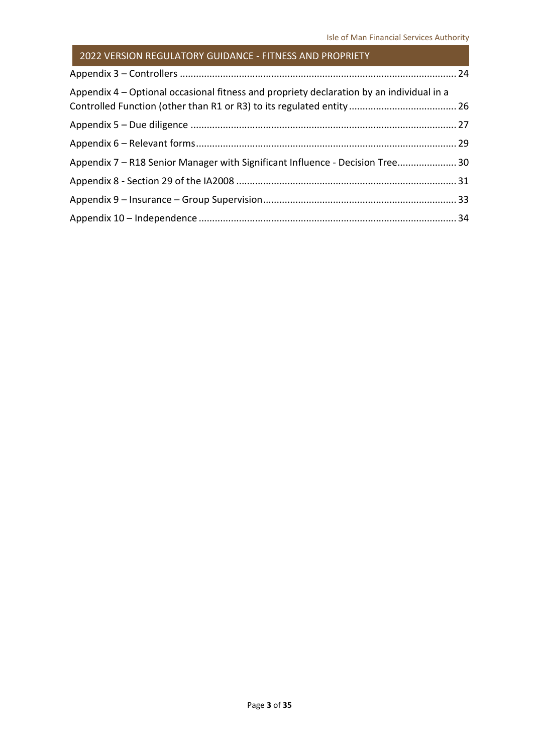Appendix 3 – Controllers ...................................................................................................... 24

Appendix 4 – Optional occasional fitness and propriety declaration by an individual in a Controlled Function (other than R1 or R3) to its regulated entity ........................................ 26

Appendix 5 – Due diligence .................................................................................................. 27

Appendix 6 – Relevant forms................................................................................................ 29

Appendix 7 – R18 Senior Manager with Significant Influence - Decision Tree...................... 30

Appendix 8 - Section 29 of the IA2008 ................................................................................. 31

Appendix 9 – Insurance – Group Supervision....................................................................... 33

Appendix 10 – Independence ............................................................................................... 34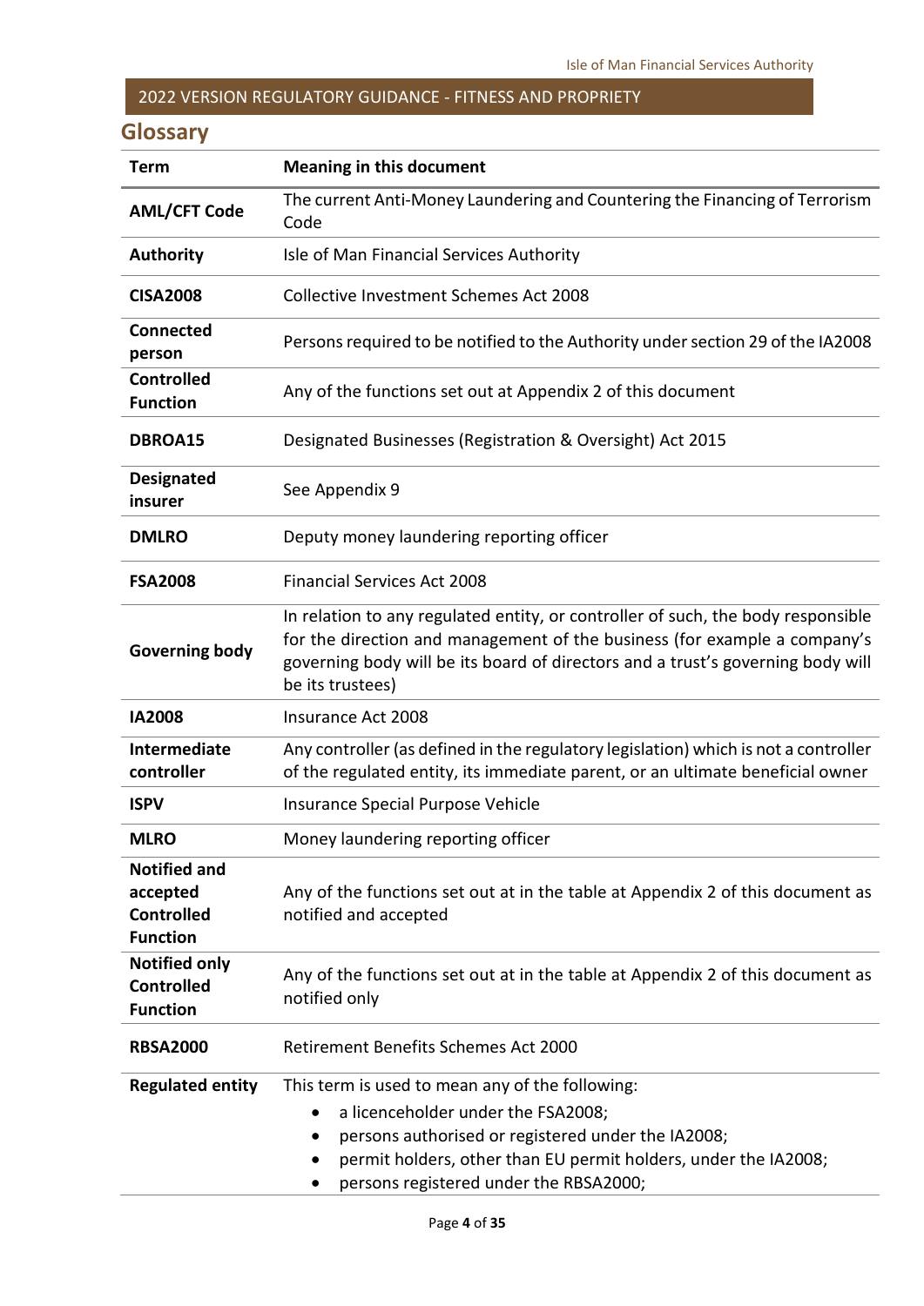## Glossary

| Term | Meaning in this document |
|---|---|
| **AML/CFT Code** | The current Anti-Money Laundering and Countering the Financing of Terrorism Code |
| **Authority** | Isle of Man Financial Services Authority |
| **CISA2008** | Collective Investment Schemes Act 2008 |
| **Connected person** | Persons required to be notified to the Authority under section 29 of the IA2008 |
| **Controlled Function** | Any of the functions set out at Appendix 2 of this document |
| **DBROA15** | Designated Businesses (Registration & Oversight) Act 2015 |
| **Designated insurer** | See Appendix 9 |
| **DMLRO** | Deputy money laundering reporting officer |
| **FSA2008** | Financial Services Act 2008 |
| **Governing body** | In relation to any regulated entity, or controller of such, the body responsible for the direction and management of the business (for example a company's governing body will be its board of directors and a trust's governing body will be its trustees) |
| **IA2008** | Insurance Act 2008 |
| **Intermediate controller** | Any controller (as defined in the regulatory legislation) which is not a controller of the regulated entity, its immediate parent, or an ultimate beneficial owner |
| **ISPV** | Insurance Special Purpose Vehicle |
| **MLRO** | Money laundering reporting officer |
| **Notified and accepted Controlled Function** | Any of the functions set out at in the table at Appendix 2 of this document as notified and accepted |
| **Notified only Controlled Function** | Any of the functions set out at in the table at Appendix 2 of this document as notified only |
| **RBSA2000** | Retirement Benefits Schemes Act 2000 |
| **Regulated entity** | This term is used to mean any of the following:<br>• a licenceholder under the FSA2008;<br>• persons authorised or registered under the IA2008;<br>• permit holders, other than EU permit holders, under the IA2008;<br>• persons registered under the RBSA2000; |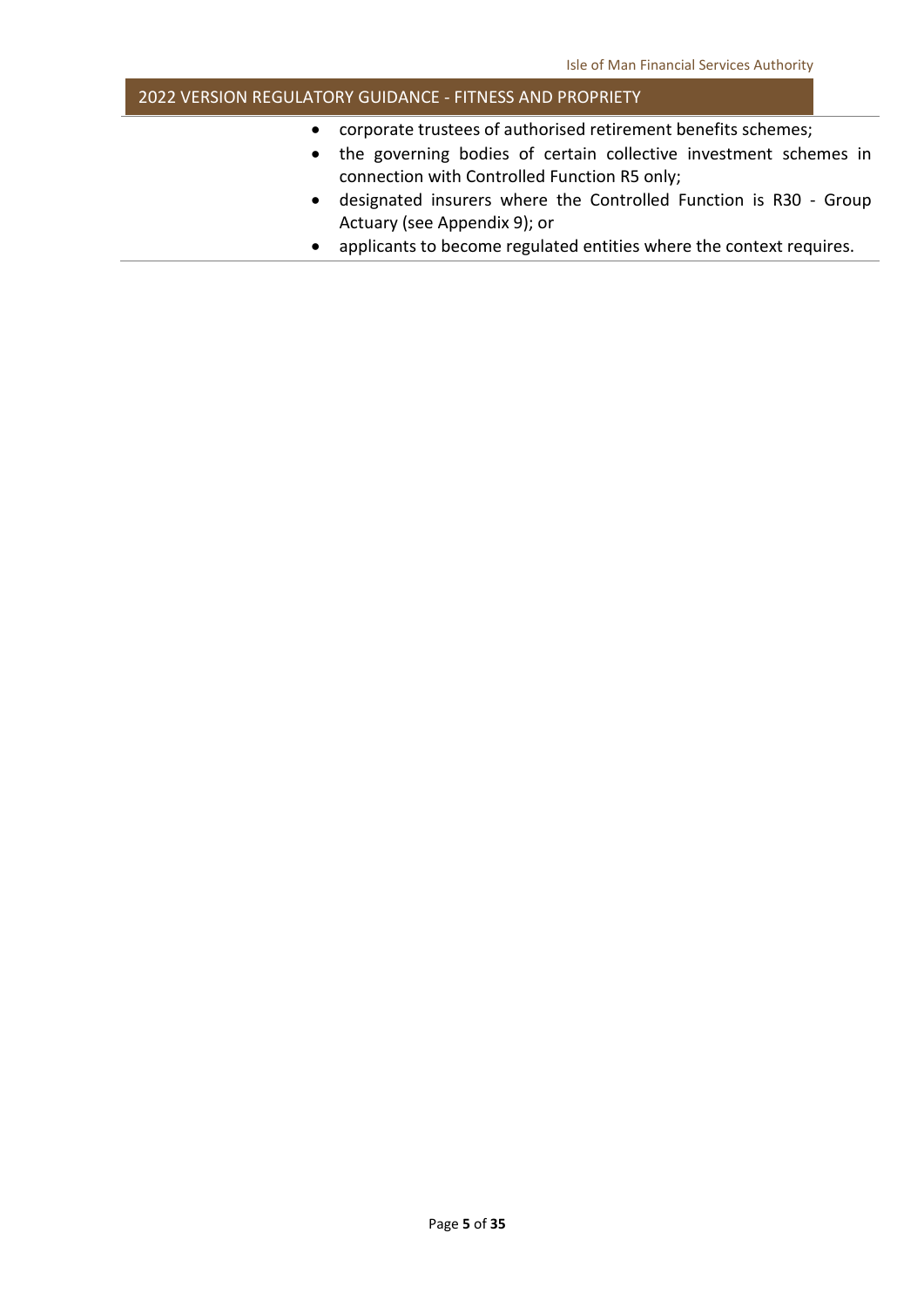- corporate trustees of authorised retirement benefits schemes;
- the governing bodies of certain collective investment schemes in connection with Controlled Function R5 only;
- designated insurers where the Controlled Function is R30 - Group Actuary (see Appendix 9); or
- applicants to become regulated entities where the context requires.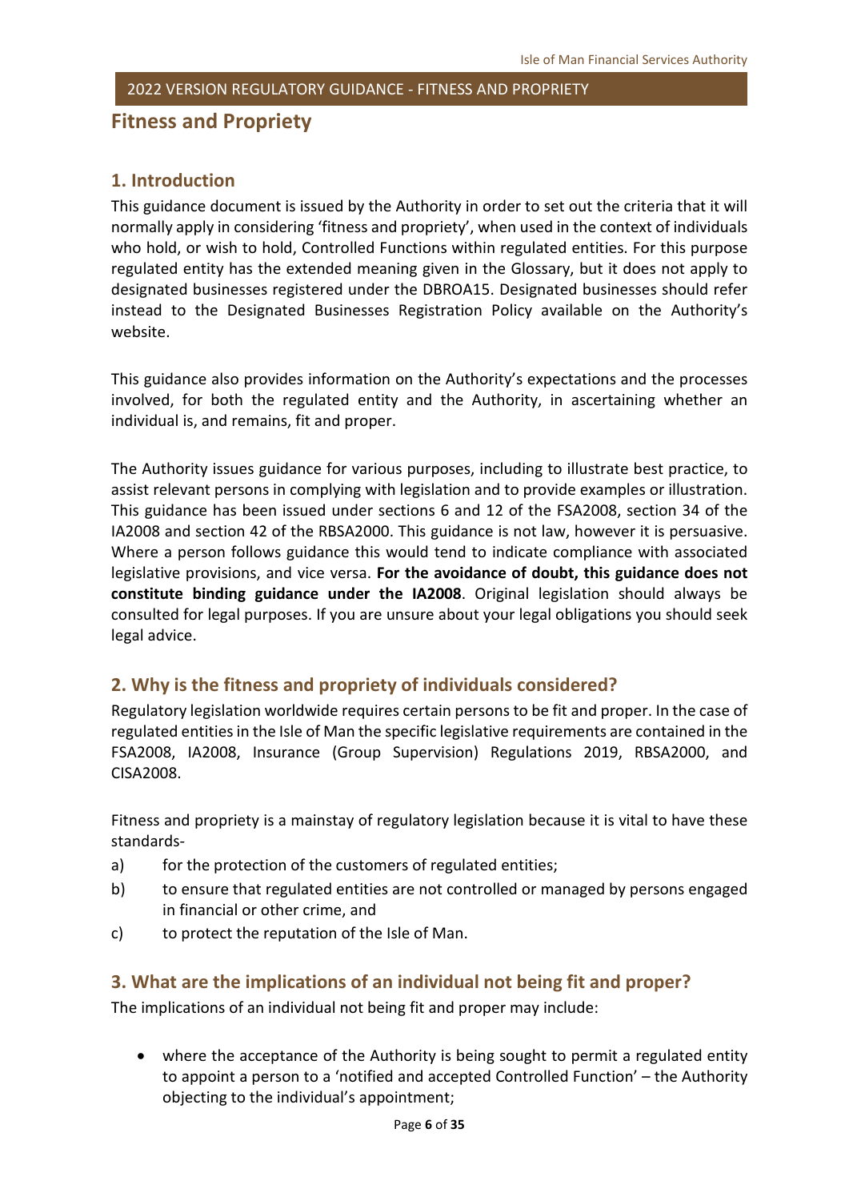# Fitness and Propriety

## 1. Introduction

This guidance document is issued by the Authority in order to set out the criteria that it will normally apply in considering 'fitness and propriety', when used in the context of individuals who hold, or wish to hold, Controlled Functions within regulated entities. For this purpose regulated entity has the extended meaning given in the Glossary, but it does not apply to designated businesses registered under the DBROA15. Designated businesses should refer instead to the Designated Businesses Registration Policy available on the Authority's website.

This guidance also provides information on the Authority's expectations and the processes involved, for both the regulated entity and the Authority, in ascertaining whether an individual is, and remains, fit and proper.

The Authority issues guidance for various purposes, including to illustrate best practice, to assist relevant persons in complying with legislation and to provide examples or illustration. This guidance has been issued under sections 6 and 12 of the FSA2008, section 34 of the IA2008 and section 42 of the RBSA2000. This guidance is not law, however it is persuasive. Where a person follows guidance this would tend to indicate compliance with associated legislative provisions, and vice versa. **For the avoidance of doubt, this guidance does not constitute binding guidance under the IA2008**. Original legislation should always be consulted for legal purposes. If you are unsure about your legal obligations you should seek legal advice.

## 2. Why is the fitness and propriety of individuals considered?

Regulatory legislation worldwide requires certain persons to be fit and proper. In the case of regulated entities in the Isle of Man the specific legislative requirements are contained in the FSA2008, IA2008, Insurance (Group Supervision) Regulations 2019, RBSA2000, and CISA2008.

Fitness and propriety is a mainstay of regulatory legislation because it is vital to have these standards-

a) for the protection of the customers of regulated entities;

b) to ensure that regulated entities are not controlled or managed by persons engaged in financial or other crime, and

c) to protect the reputation of the Isle of Man.

## 3. What are the implications of an individual not being fit and proper?

The implications of an individual not being fit and proper may include:

- where the acceptance of the Authority is being sought to permit a regulated entity to appoint a person to a 'notified and accepted Controlled Function' – the Authority objecting to the individual's appointment;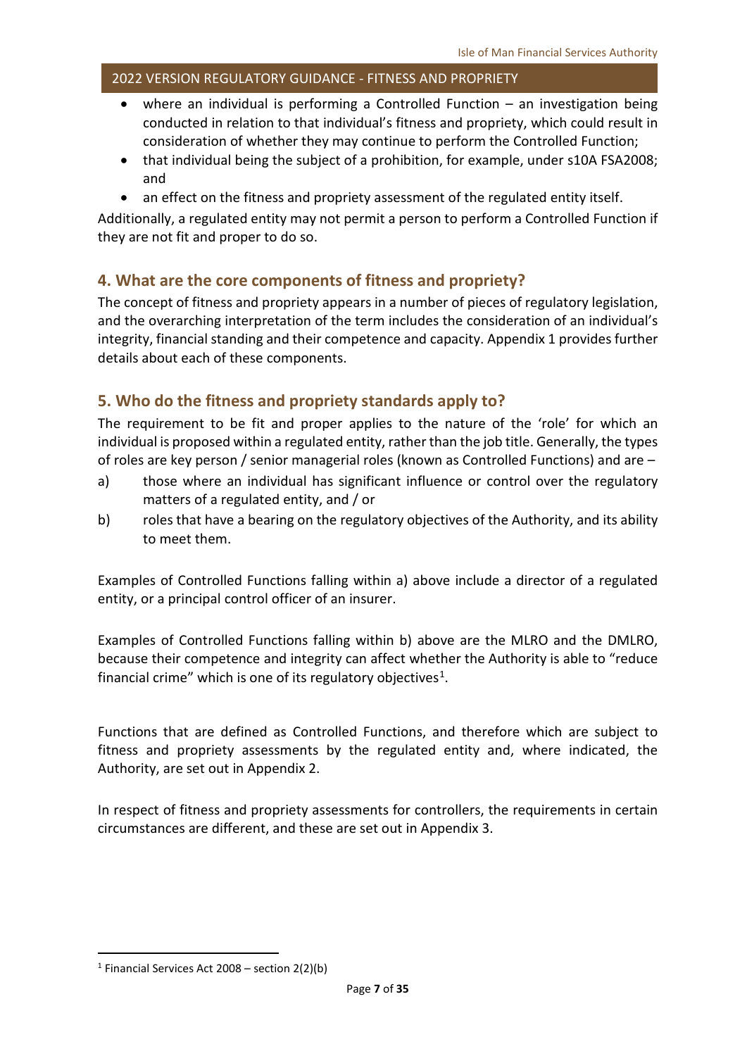- where an individual is performing a Controlled Function – an investigation being conducted in relation to that individual's fitness and propriety, which could result in consideration of whether they may continue to perform the Controlled Function;
- that individual being the subject of a prohibition, for example, under s10A FSA2008; and
- an effect on the fitness and propriety assessment of the regulated entity itself.

Additionally, a regulated entity may not permit a person to perform a Controlled Function if they are not fit and proper to do so.

## 4. What are the core components of fitness and propriety?

The concept of fitness and propriety appears in a number of pieces of regulatory legislation, and the overarching interpretation of the term includes the consideration of an individual's integrity, financial standing and their competence and capacity. Appendix 1 provides further details about each of these components.

## 5. Who do the fitness and propriety standards apply to?

The requirement to be fit and proper applies to the nature of the 'role' for which an individual is proposed within a regulated entity, rather than the job title. Generally, the types of roles are key person / senior managerial roles (known as Controlled Functions) and are –

a) those where an individual has significant influence or control over the regulatory matters of a regulated entity, and / or

b) roles that have a bearing on the regulatory objectives of the Authority, and its ability to meet them.

Examples of Controlled Functions falling within a) above include a director of a regulated entity, or a principal control officer of an insurer.

Examples of Controlled Functions falling within b) above are the MLRO and the DMLRO, because their competence and integrity can affect whether the Authority is able to "reduce financial crime" which is one of its regulatory objectives[1].

Functions that are defined as Controlled Functions, and therefore which are subject to fitness and propriety assessments by the regulated entity and, where indicated, the Authority, are set out in Appendix 2.

In respect of fitness and propriety assessments for controllers, the requirements in certain circumstances are different, and these are set out in Appendix 3.

[1] Financial Services Act 2008 – section 2(2)(b)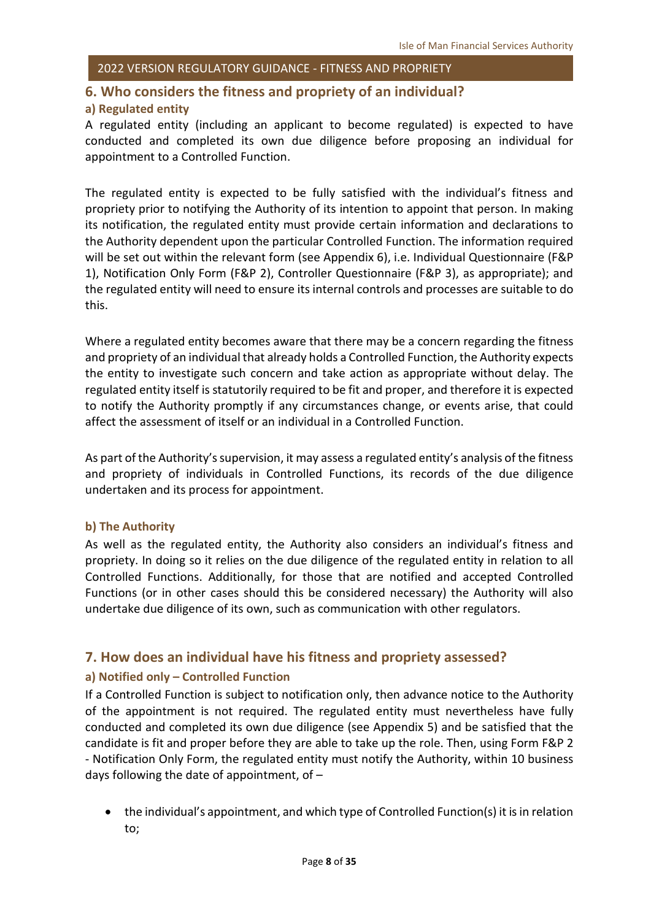## 6. Who considers the fitness and propriety of an individual?

### a) Regulated entity

A regulated entity (including an applicant to become regulated) is expected to have conducted and completed its own due diligence before proposing an individual for appointment to a Controlled Function.

The regulated entity is expected to be fully satisfied with the individual's fitness and propriety prior to notifying the Authority of its intention to appoint that person. In making its notification, the regulated entity must provide certain information and declarations to the Authority dependent upon the particular Controlled Function. The information required will be set out within the relevant form (see Appendix 6), i.e. Individual Questionnaire (F&P 1), Notification Only Form (F&P 2), Controller Questionnaire (F&P 3), as appropriate); and the regulated entity will need to ensure its internal controls and processes are suitable to do this.

Where a regulated entity becomes aware that there may be a concern regarding the fitness and propriety of an individual that already holds a Controlled Function, the Authority expects the entity to investigate such concern and take action as appropriate without delay. The regulated entity itself is statutorily required to be fit and proper, and therefore it is expected to notify the Authority promptly if any circumstances change, or events arise, that could affect the assessment of itself or an individual in a Controlled Function.

As part of the Authority's supervision, it may assess a regulated entity's analysis of the fitness and propriety of individuals in Controlled Functions, its records of the due diligence undertaken and its process for appointment.

### b) The Authority

As well as the regulated entity, the Authority also considers an individual's fitness and propriety. In doing so it relies on the due diligence of the regulated entity in relation to all Controlled Functions. Additionally, for those that are notified and accepted Controlled Functions (or in other cases should this be considered necessary) the Authority will also undertake due diligence of its own, such as communication with other regulators.

## 7. How does an individual have his fitness and propriety assessed?

### a) Notified only – Controlled Function

If a Controlled Function is subject to notification only, then advance notice to the Authority of the appointment is not required. The regulated entity must nevertheless have fully conducted and completed its own due diligence (see Appendix 5) and be satisfied that the candidate is fit and proper before they are able to take up the role. Then, using Form F&P 2 - Notification Only Form, the regulated entity must notify the Authority, within 10 business days following the date of appointment, of –

- the individual's appointment, and which type of Controlled Function(s) it is in relation to;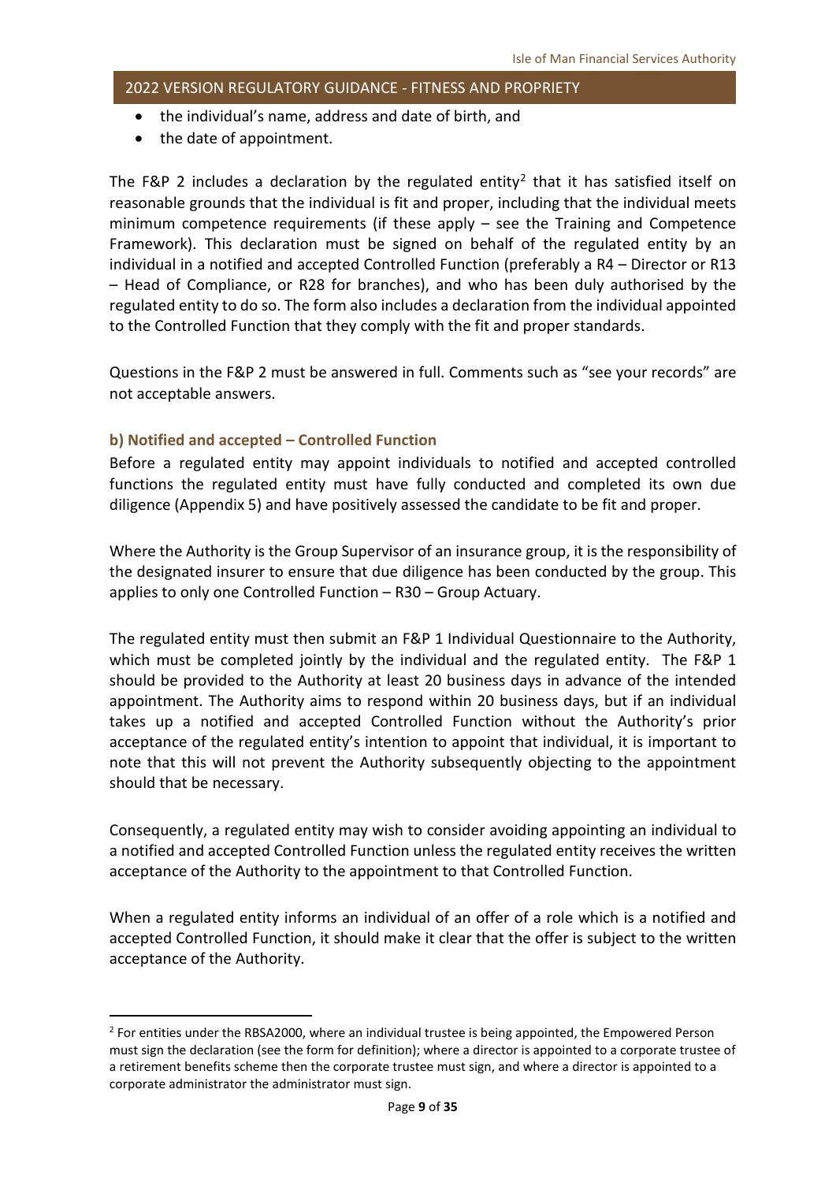- the individual's name, address and date of birth, and
- the date of appointment.

The F&P 2 includes a declaration by the regulated entity[2] that it has satisfied itself on reasonable grounds that the individual is fit and proper, including that the individual meets minimum competence requirements (if these apply – see the Training and Competence Framework). This declaration must be signed on behalf of the regulated entity by an individual in a notified and accepted Controlled Function (preferably a R4 – Director or R13 – Head of Compliance, or R28 for branches), and who has been duly authorised by the regulated entity to do so. The form also includes a declaration from the individual appointed to the Controlled Function that they comply with the fit and proper standards.

Questions in the F&P 2 must be answered in full. Comments such as "see your records" are not acceptable answers.

### b) Notified and accepted – Controlled Function

Before a regulated entity may appoint individuals to notified and accepted controlled functions the regulated entity must have fully conducted and completed its own due diligence (Appendix 5) and have positively assessed the candidate to be fit and proper.

Where the Authority is the Group Supervisor of an insurance group, it is the responsibility of the designated insurer to ensure that due diligence has been conducted by the group. This applies to only one Controlled Function – R30 – Group Actuary.

The regulated entity must then submit an F&P 1 Individual Questionnaire to the Authority, which must be completed jointly by the individual and the regulated entity. The F&P 1 should be provided to the Authority at least 20 business days in advance of the intended appointment. The Authority aims to respond within 20 business days, but if an individual takes up a notified and accepted Controlled Function without the Authority's prior acceptance of the regulated entity's intention to appoint that individual, it is important to note that this will not prevent the Authority subsequently objecting to the appointment should that be necessary.

Consequently, a regulated entity may wish to consider avoiding appointing an individual to a notified and accepted Controlled Function unless the regulated entity receives the written acceptance of the Authority to the appointment to that Controlled Function.

When a regulated entity informs an individual of an offer of a role which is a notified and accepted Controlled Function, it should make it clear that the offer is subject to the written acceptance of the Authority.

[2] For entities under the RBSA2000, where an individual trustee is being appointed, the Empowered Person must sign the declaration (see the form for definition); where a director is appointed to a corporate trustee of a retirement benefits scheme then the corporate trustee must sign, and where a director is appointed to a corporate administrator the administrator must sign.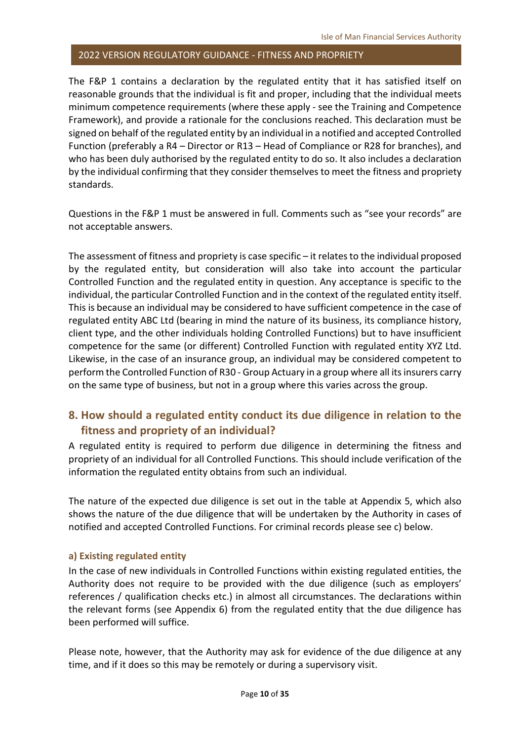The F&P 1 contains a declaration by the regulated entity that it has satisfied itself on reasonable grounds that the individual is fit and proper, including that the individual meets minimum competence requirements (where these apply - see the Training and Competence Framework), and provide a rationale for the conclusions reached. This declaration must be signed on behalf of the regulated entity by an individual in a notified and accepted Controlled Function (preferably a R4 – Director or R13 – Head of Compliance or R28 for branches), and who has been duly authorised by the regulated entity to do so. It also includes a declaration by the individual confirming that they consider themselves to meet the fitness and propriety standards.

Questions in the F&P 1 must be answered in full. Comments such as "see your records" are not acceptable answers.

The assessment of fitness and propriety is case specific – it relates to the individual proposed by the regulated entity, but consideration will also take into account the particular Controlled Function and the regulated entity in question. Any acceptance is specific to the individual, the particular Controlled Function and in the context of the regulated entity itself. This is because an individual may be considered to have sufficient competence in the case of regulated entity ABC Ltd (bearing in mind the nature of its business, its compliance history, client type, and the other individuals holding Controlled Functions) but to have insufficient competence for the same (or different) Controlled Function with regulated entity XYZ Ltd. Likewise, in the case of an insurance group, an individual may be considered competent to perform the Controlled Function of R30 - Group Actuary in a group where all its insurers carry on the same type of business, but not in a group where this varies across the group.

## 8. How should a regulated entity conduct its due diligence in relation to the fitness and propriety of an individual?

A regulated entity is required to perform due diligence in determining the fitness and propriety of an individual for all Controlled Functions. This should include verification of the information the regulated entity obtains from such an individual.

The nature of the expected due diligence is set out in the table at Appendix 5, which also shows the nature of the due diligence that will be undertaken by the Authority in cases of notified and accepted Controlled Functions. For criminal records please see c) below.

### a) Existing regulated entity

In the case of new individuals in Controlled Functions within existing regulated entities, the Authority does not require to be provided with the due diligence (such as employers' references / qualification checks etc.) in almost all circumstances. The declarations within the relevant forms (see Appendix 6) from the regulated entity that the due diligence has been performed will suffice.

Please note, however, that the Authority may ask for evidence of the due diligence at any time, and if it does so this may be remotely or during a supervisory visit.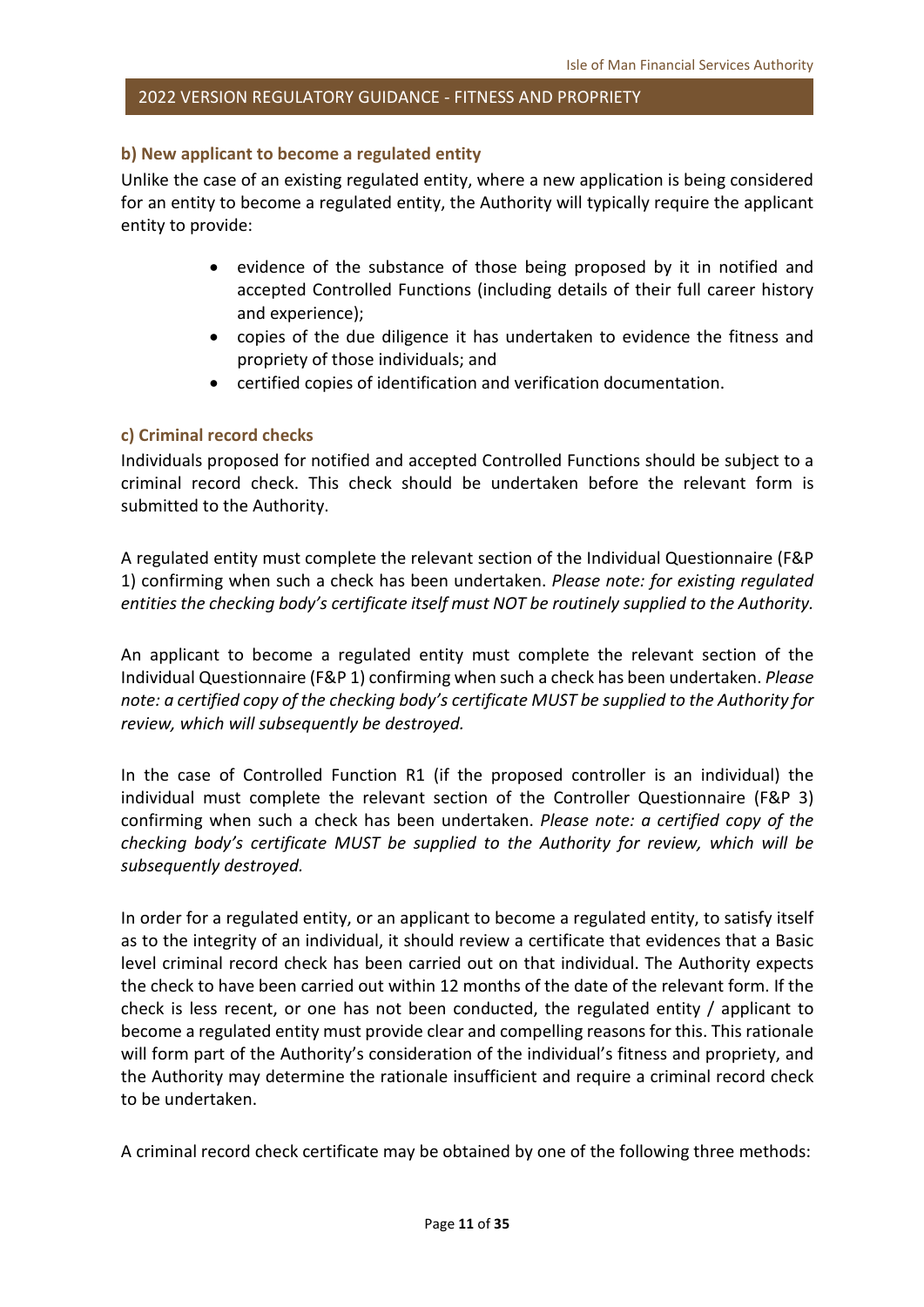### b) New applicant to become a regulated entity

Unlike the case of an existing regulated entity, where a new application is being considered for an entity to become a regulated entity, the Authority will typically require the applicant entity to provide:

- evidence of the substance of those being proposed by it in notified and accepted Controlled Functions (including details of their full career history and experience);
- copies of the due diligence it has undertaken to evidence the fitness and propriety of those individuals; and
- certified copies of identification and verification documentation.

### c) Criminal record checks

Individuals proposed for notified and accepted Controlled Functions should be subject to a criminal record check. This check should be undertaken before the relevant form is submitted to the Authority.

A regulated entity must complete the relevant section of the Individual Questionnaire (F&P 1) confirming when such a check has been undertaken. *Please note: for existing regulated entities the checking body's certificate itself must NOT be routinely supplied to the Authority.*

An applicant to become a regulated entity must complete the relevant section of the Individual Questionnaire (F&P 1) confirming when such a check has been undertaken. *Please note: a certified copy of the checking body's certificate MUST be supplied to the Authority for review, which will subsequently be destroyed.*

In the case of Controlled Function R1 (if the proposed controller is an individual) the individual must complete the relevant section of the Controller Questionnaire (F&P 3) confirming when such a check has been undertaken. *Please note: a certified copy of the checking body's certificate MUST be supplied to the Authority for review, which will be subsequently destroyed.*

In order for a regulated entity, or an applicant to become a regulated entity, to satisfy itself as to the integrity of an individual, it should review a certificate that evidences that a Basic level criminal record check has been carried out on that individual. The Authority expects the check to have been carried out within 12 months of the date of the relevant form. If the check is less recent, or one has not been conducted, the regulated entity / applicant to become a regulated entity must provide clear and compelling reasons for this. This rationale will form part of the Authority's consideration of the individual's fitness and propriety, and the Authority may determine the rationale insufficient and require a criminal record check to be undertaken.

A criminal record check certificate may be obtained by one of the following three methods: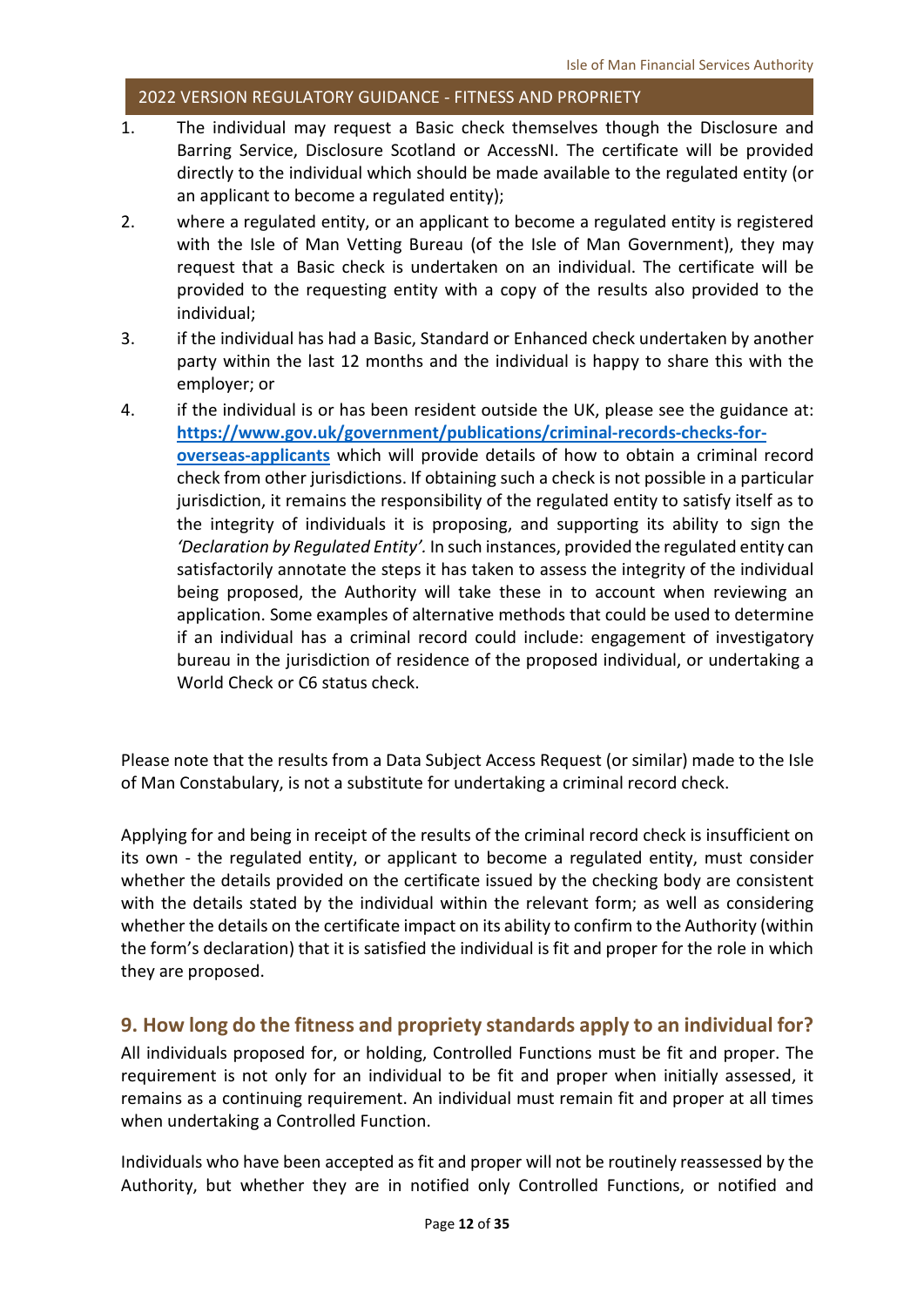1. The individual may request a Basic check themselves though the Disclosure and Barring Service, Disclosure Scotland or AccessNI. The certificate will be provided directly to the individual which should be made available to the regulated entity (or an applicant to become a regulated entity);
2. where a regulated entity, or an applicant to become a regulated entity is registered with the Isle of Man Vetting Bureau (of the Isle of Man Government), they may request that a Basic check is undertaken on an individual. The certificate will be provided to the requesting entity with a copy of the results also provided to the individual;
3. if the individual has had a Basic, Standard or Enhanced check undertaken by another party within the last 12 months and the individual is happy to share this with the employer; or
4. if the individual is or has been resident outside the UK, please see the guidance at: **https://www.gov.uk/government/publications/criminal-records-checks-for-overseas-applicants** which will provide details of how to obtain a criminal record check from other jurisdictions. If obtaining such a check is not possible in a particular jurisdiction, it remains the responsibility of the regulated entity to satisfy itself as to the integrity of individuals it is proposing, and supporting its ability to sign the *'Declaration by Regulated Entity'.* In such instances, provided the regulated entity can satisfactorily annotate the steps it has taken to assess the integrity of the individual being proposed, the Authority will take these in to account when reviewing an application. Some examples of alternative methods that could be used to determine if an individual has a criminal record could include: engagement of investigatory bureau in the jurisdiction of residence of the proposed individual, or undertaking a World Check or C6 status check.

Please note that the results from a Data Subject Access Request (or similar) made to the Isle of Man Constabulary, is not a substitute for undertaking a criminal record check.

Applying for and being in receipt of the results of the criminal record check is insufficient on its own - the regulated entity, or applicant to become a regulated entity, must consider whether the details provided on the certificate issued by the checking body are consistent with the details stated by the individual within the relevant form; as well as considering whether the details on the certificate impact on its ability to confirm to the Authority (within the form's declaration) that it is satisfied the individual is fit and proper for the role in which they are proposed.

## 9. How long do the fitness and propriety standards apply to an individual for?

All individuals proposed for, or holding, Controlled Functions must be fit and proper. The requirement is not only for an individual to be fit and proper when initially assessed, it remains as a continuing requirement. An individual must remain fit and proper at all times when undertaking a Controlled Function.

Individuals who have been accepted as fit and proper will not be routinely reassessed by the Authority, but whether they are in notified only Controlled Functions, or notified and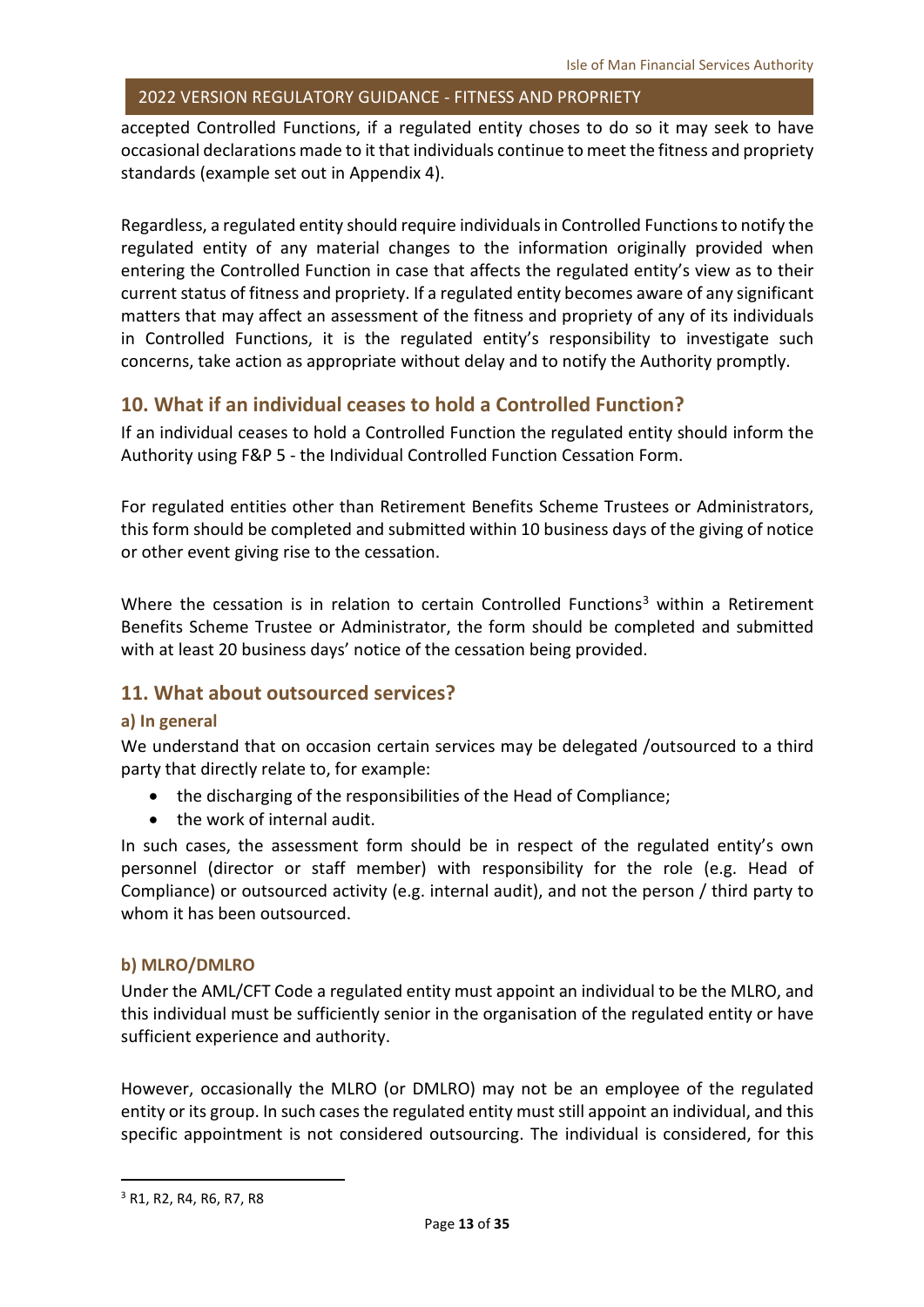accepted Controlled Functions, if a regulated entity choses to do so it may seek to have occasional declarations made to it that individuals continue to meet the fitness and propriety standards (example set out in Appendix 4).

Regardless, a regulated entity should require individuals in Controlled Functions to notify the regulated entity of any material changes to the information originally provided when entering the Controlled Function in case that affects the regulated entity's view as to their current status of fitness and propriety. If a regulated entity becomes aware of any significant matters that may affect an assessment of the fitness and propriety of any of its individuals in Controlled Functions, it is the regulated entity's responsibility to investigate such concerns, take action as appropriate without delay and to notify the Authority promptly.

## 10. What if an individual ceases to hold a Controlled Function?

If an individual ceases to hold a Controlled Function the regulated entity should inform the Authority using F&P 5 - the Individual Controlled Function Cessation Form.

For regulated entities other than Retirement Benefits Scheme Trustees or Administrators, this form should be completed and submitted within 10 business days of the giving of notice or other event giving rise to the cessation.

Where the cessation is in relation to certain Controlled Functions[3] within a Retirement Benefits Scheme Trustee or Administrator, the form should be completed and submitted with at least 20 business days' notice of the cessation being provided.

## 11. What about outsourced services?

### a) In general

We understand that on occasion certain services may be delegated /outsourced to a third party that directly relate to, for example:

- the discharging of the responsibilities of the Head of Compliance;
- the work of internal audit.

In such cases, the assessment form should be in respect of the regulated entity's own personnel (director or staff member) with responsibility for the role (e.g. Head of Compliance) or outsourced activity (e.g. internal audit), and not the person / third party to whom it has been outsourced.

### b) MLRO/DMLRO

Under the AML/CFT Code a regulated entity must appoint an individual to be the MLRO, and this individual must be sufficiently senior in the organisation of the regulated entity or have sufficient experience and authority.

However, occasionally the MLRO (or DMLRO) may not be an employee of the regulated entity or its group. In such cases the regulated entity must still appoint an individual, and this specific appointment is not considered outsourcing. The individual is considered, for this

---

[3] R1, R2, R4, R6, R7, R8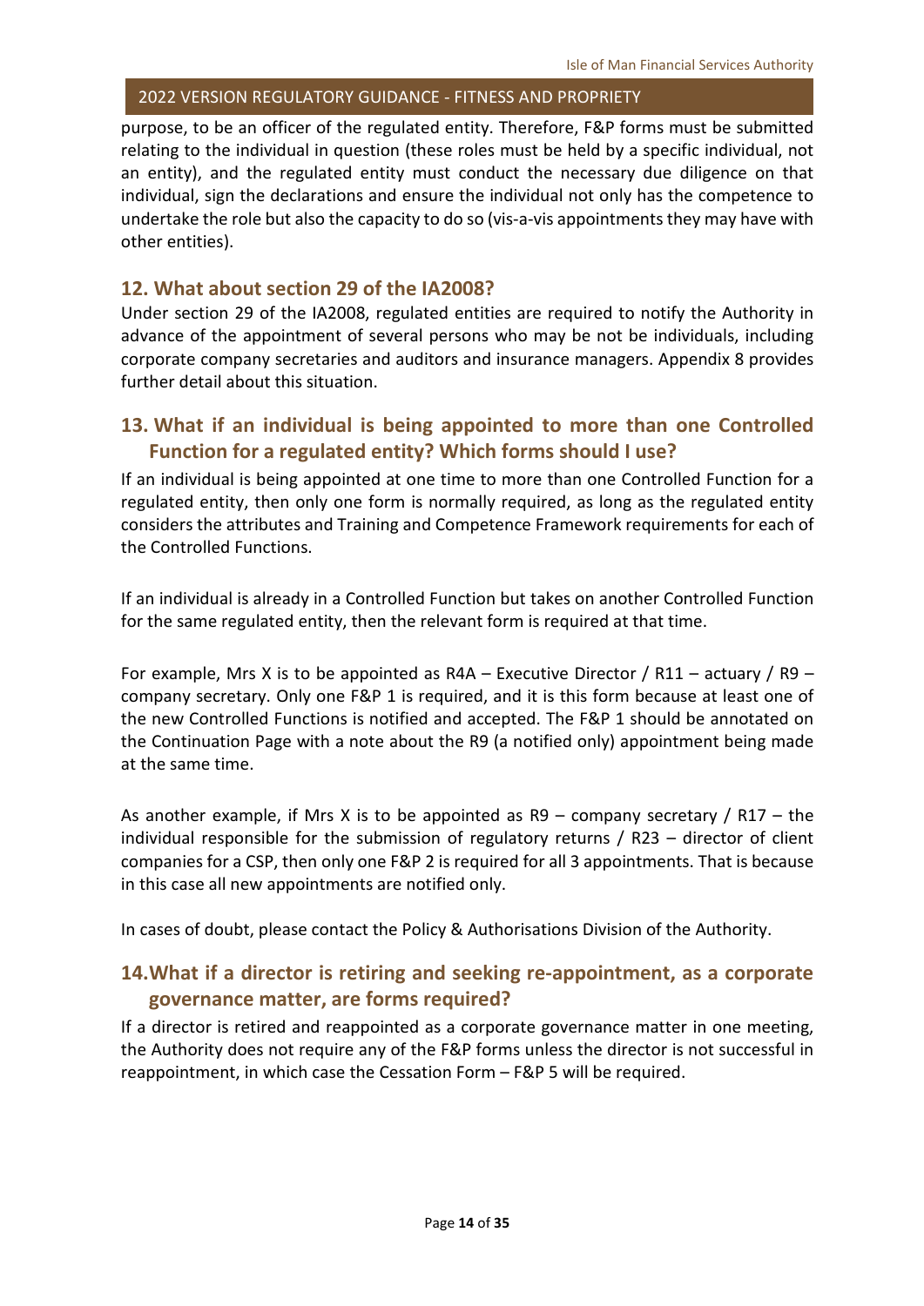purpose, to be an officer of the regulated entity. Therefore, F&P forms must be submitted relating to the individual in question (these roles must be held by a specific individual, not an entity), and the regulated entity must conduct the necessary due diligence on that individual, sign the declarations and ensure the individual not only has the competence to undertake the role but also the capacity to do so (vis-a-vis appointments they may have with other entities).

## 12. What about section 29 of the IA2008?

Under section 29 of the IA2008, regulated entities are required to notify the Authority in advance of the appointment of several persons who may be not be individuals, including corporate company secretaries and auditors and insurance managers. Appendix 8 provides further detail about this situation.

## 13. What if an individual is being appointed to more than one Controlled Function for a regulated entity? Which forms should I use?

If an individual is being appointed at one time to more than one Controlled Function for a regulated entity, then only one form is normally required, as long as the regulated entity considers the attributes and Training and Competence Framework requirements for each of the Controlled Functions.

If an individual is already in a Controlled Function but takes on another Controlled Function for the same regulated entity, then the relevant form is required at that time.

For example, Mrs X is to be appointed as R4A – Executive Director / R11 – actuary / R9 – company secretary. Only one F&P 1 is required, and it is this form because at least one of the new Controlled Functions is notified and accepted. The F&P 1 should be annotated on the Continuation Page with a note about the R9 (a notified only) appointment being made at the same time.

As another example, if Mrs X is to be appointed as R9 – company secretary / R17 – the individual responsible for the submission of regulatory returns / R23 – director of client companies for a CSP, then only one F&P 2 is required for all 3 appointments. That is because in this case all new appointments are notified only.

In cases of doubt, please contact the Policy & Authorisations Division of the Authority.

## 14. What if a director is retiring and seeking re-appointment, as a corporate governance matter, are forms required?

If a director is retired and reappointed as a corporate governance matter in one meeting, the Authority does not require any of the F&P forms unless the director is not successful in reappointment, in which case the Cessation Form – F&P 5 will be required.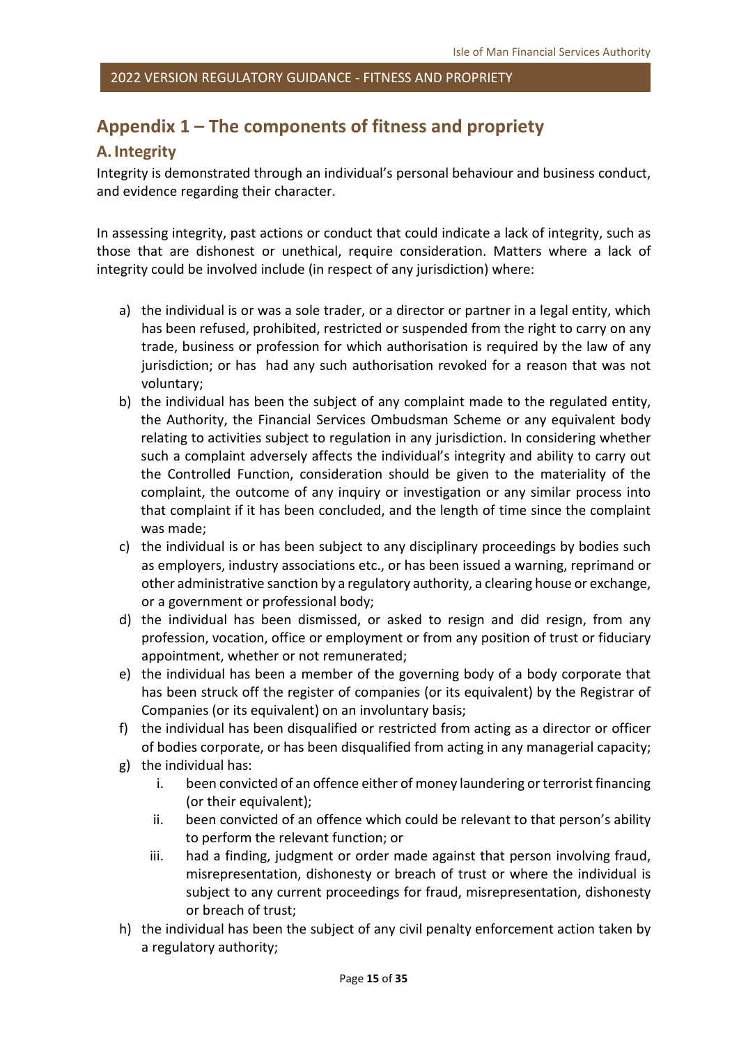## Appendix 1 – The components of fitness and propriety

### A. Integrity

Integrity is demonstrated through an individual's personal behaviour and business conduct, and evidence regarding their character.

In assessing integrity, past actions or conduct that could indicate a lack of integrity, such as those that are dishonest or unethical, require consideration. Matters where a lack of integrity could be involved include (in respect of any jurisdiction) where:

a) the individual is or was a sole trader, or a director or partner in a legal entity, which has been refused, prohibited, restricted or suspended from the right to carry on any trade, business or profession for which authorisation is required by the law of any jurisdiction; or has had any such authorisation revoked for a reason that was not voluntary;
b) the individual has been the subject of any complaint made to the regulated entity, the Authority, the Financial Services Ombudsman Scheme or any equivalent body relating to activities subject to regulation in any jurisdiction. In considering whether such a complaint adversely affects the individual's integrity and ability to carry out the Controlled Function, consideration should be given to the materiality of the complaint, the outcome of any inquiry or investigation or any similar process into that complaint if it has been concluded, and the length of time since the complaint was made;
c) the individual is or has been subject to any disciplinary proceedings by bodies such as employers, industry associations etc., or has been issued a warning, reprimand or other administrative sanction by a regulatory authority, a clearing house or exchange, or a government or professional body;
d) the individual has been dismissed, or asked to resign and did resign, from any profession, vocation, office or employment or from any position of trust or fiduciary appointment, whether or not remunerated;
e) the individual has been a member of the governing body of a body corporate that has been struck off the register of companies (or its equivalent) by the Registrar of Companies (or its equivalent) on an involuntary basis;
f) the individual has been disqualified or restricted from acting as a director or officer of bodies corporate, or has been disqualified from acting in any managerial capacity;
g) the individual has:
    i. been convicted of an offence either of money laundering or terrorist financing (or their equivalent);
    ii. been convicted of an offence which could be relevant to that person's ability to perform the relevant function; or
    iii. had a finding, judgment or order made against that person involving fraud, misrepresentation, dishonesty or breach of trust or where the individual is subject to any current proceedings for fraud, misrepresentation, dishonesty or breach of trust;
h) the individual has been the subject of any civil penalty enforcement action taken by a regulatory authority;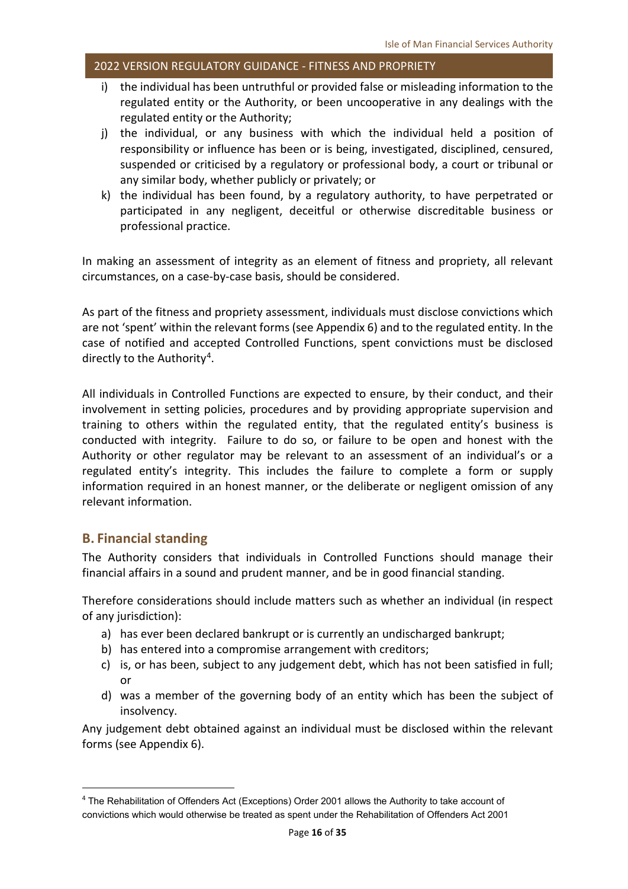i) the individual has been untruthful or provided false or misleading information to the regulated entity or the Authority, or been uncooperative in any dealings with the regulated entity or the Authority;
j) the individual, or any business with which the individual held a position of responsibility or influence has been or is being, investigated, disciplined, censured, suspended or criticised by a regulatory or professional body, a court or tribunal or any similar body, whether publicly or privately; or
k) the individual has been found, by a regulatory authority, to have perpetrated or participated in any negligent, deceitful or otherwise discreditable business or professional practice.

In making an assessment of integrity as an element of fitness and propriety, all relevant circumstances, on a case-by-case basis, should be considered.

As part of the fitness and propriety assessment, individuals must disclose convictions which are not 'spent' within the relevant forms (see Appendix 6) and to the regulated entity. In the case of notified and accepted Controlled Functions, spent convictions must be disclosed directly to the Authority[4].

All individuals in Controlled Functions are expected to ensure, by their conduct, and their involvement in setting policies, procedures and by providing appropriate supervision and training to others within the regulated entity, that the regulated entity's business is conducted with integrity. Failure to do so, or failure to be open and honest with the Authority or other regulator may be relevant to an assessment of an individual's or a regulated entity's integrity. This includes the failure to complete a form or supply information required in an honest manner, or the deliberate or negligent omission of any relevant information.

## B. Financial standing

The Authority considers that individuals in Controlled Functions should manage their financial affairs in a sound and prudent manner, and be in good financial standing.

Therefore considerations should include matters such as whether an individual (in respect of any jurisdiction):

a) has ever been declared bankrupt or is currently an undischarged bankrupt;
b) has entered into a compromise arrangement with creditors;
c) is, or has been, subject to any judgement debt, which has not been satisfied in full; or
d) was a member of the governing body of an entity which has been the subject of insolvency.

Any judgement debt obtained against an individual must be disclosed within the relevant forms (see Appendix 6).

[4] The Rehabilitation of Offenders Act (Exceptions) Order 2001 allows the Authority to take account of convictions which would otherwise be treated as spent under the Rehabilitation of Offenders Act 2001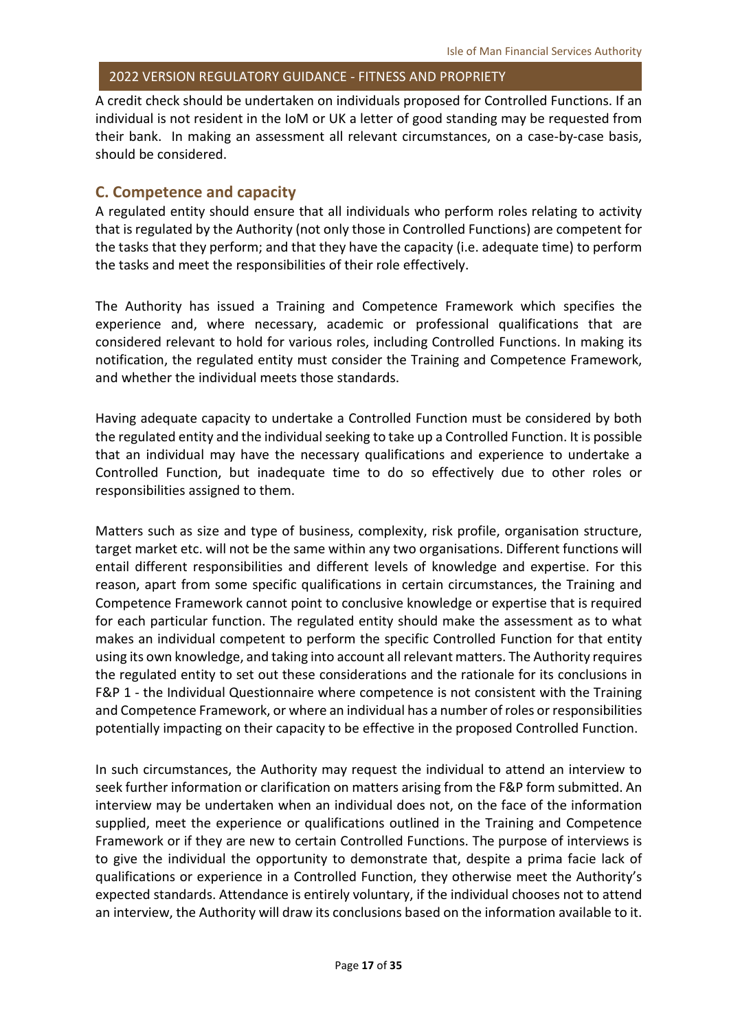A credit check should be undertaken on individuals proposed for Controlled Functions. If an individual is not resident in the IoM or UK a letter of good standing may be requested from their bank. In making an assessment all relevant circumstances, on a case-by-case basis, should be considered.

## C. Competence and capacity

A regulated entity should ensure that all individuals who perform roles relating to activity that is regulated by the Authority (not only those in Controlled Functions) are competent for the tasks that they perform; and that they have the capacity (i.e. adequate time) to perform the tasks and meet the responsibilities of their role effectively.

The Authority has issued a Training and Competence Framework which specifies the experience and, where necessary, academic or professional qualifications that are considered relevant to hold for various roles, including Controlled Functions. In making its notification, the regulated entity must consider the Training and Competence Framework, and whether the individual meets those standards.

Having adequate capacity to undertake a Controlled Function must be considered by both the regulated entity and the individual seeking to take up a Controlled Function. It is possible that an individual may have the necessary qualifications and experience to undertake a Controlled Function, but inadequate time to do so effectively due to other roles or responsibilities assigned to them.

Matters such as size and type of business, complexity, risk profile, organisation structure, target market etc. will not be the same within any two organisations. Different functions will entail different responsibilities and different levels of knowledge and expertise. For this reason, apart from some specific qualifications in certain circumstances, the Training and Competence Framework cannot point to conclusive knowledge or expertise that is required for each particular function. The regulated entity should make the assessment as to what makes an individual competent to perform the specific Controlled Function for that entity using its own knowledge, and taking into account all relevant matters. The Authority requires the regulated entity to set out these considerations and the rationale for its conclusions in F&P 1 - the Individual Questionnaire where competence is not consistent with the Training and Competence Framework, or where an individual has a number of roles or responsibilities potentially impacting on their capacity to be effective in the proposed Controlled Function.

In such circumstances, the Authority may request the individual to attend an interview to seek further information or clarification on matters arising from the F&P form submitted. An interview may be undertaken when an individual does not, on the face of the information supplied, meet the experience or qualifications outlined in the Training and Competence Framework or if they are new to certain Controlled Functions. The purpose of interviews is to give the individual the opportunity to demonstrate that, despite a prima facie lack of qualifications or experience in a Controlled Function, they otherwise meet the Authority's expected standards. Attendance is entirely voluntary, if the individual chooses not to attend an interview, the Authority will draw its conclusions based on the information available to it.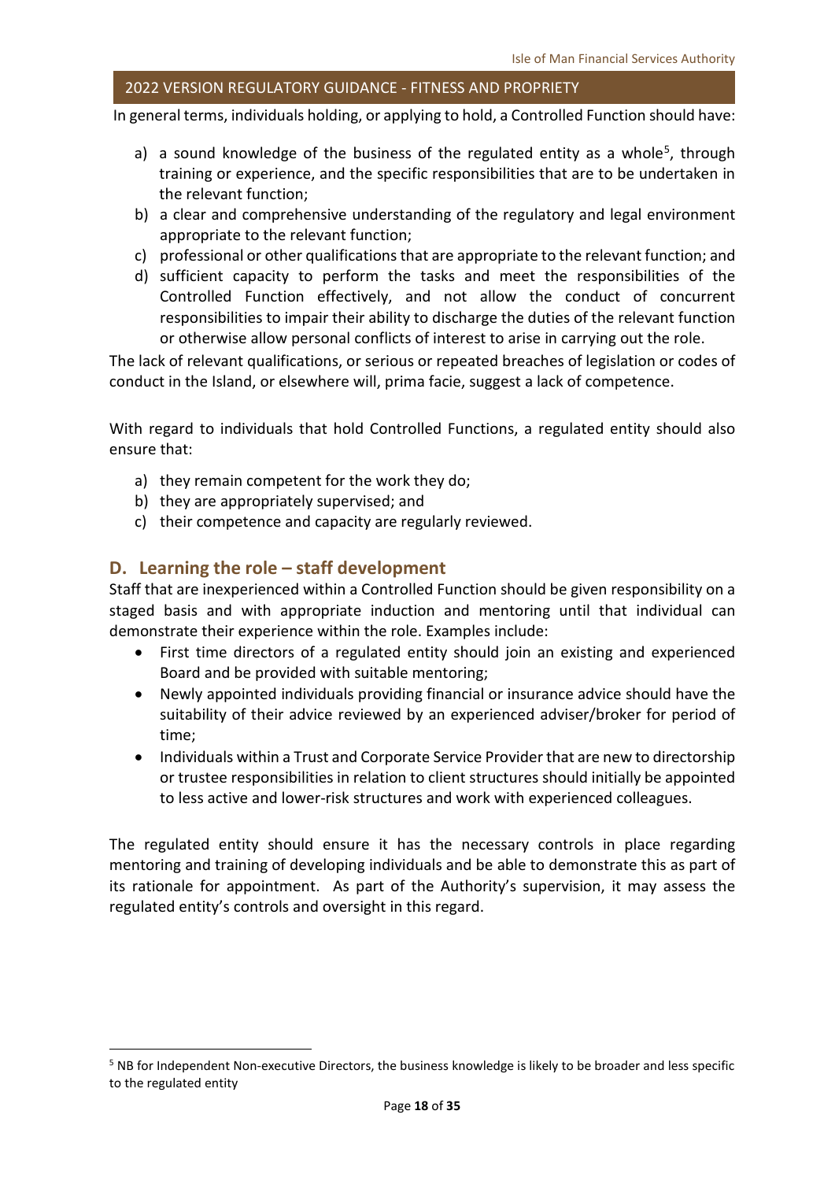In general terms, individuals holding, or applying to hold, a Controlled Function should have:

a) a sound knowledge of the business of the regulated entity as a whole[5], through training or experience, and the specific responsibilities that are to be undertaken in the relevant function;
b) a clear and comprehensive understanding of the regulatory and legal environment appropriate to the relevant function;
c) professional or other qualifications that are appropriate to the relevant function; and
d) sufficient capacity to perform the tasks and meet the responsibilities of the Controlled Function effectively, and not allow the conduct of concurrent responsibilities to impair their ability to discharge the duties of the relevant function or otherwise allow personal conflicts of interest to arise in carrying out the role.

The lack of relevant qualifications, or serious or repeated breaches of legislation or codes of conduct in the Island, or elsewhere will, prima facie, suggest a lack of competence.

With regard to individuals that hold Controlled Functions, a regulated entity should also ensure that:

a) they remain competent for the work they do;
b) they are appropriately supervised; and
c) their competence and capacity are regularly reviewed.

## D. Learning the role – staff development

Staff that are inexperienced within a Controlled Function should be given responsibility on a staged basis and with appropriate induction and mentoring until that individual can demonstrate their experience within the role. Examples include:

- First time directors of a regulated entity should join an existing and experienced Board and be provided with suitable mentoring;
- Newly appointed individuals providing financial or insurance advice should have the suitability of their advice reviewed by an experienced adviser/broker for period of time;
- Individuals within a Trust and Corporate Service Provider that are new to directorship or trustee responsibilities in relation to client structures should initially be appointed to less active and lower-risk structures and work with experienced colleagues.

The regulated entity should ensure it has the necessary controls in place regarding mentoring and training of developing individuals and be able to demonstrate this as part of its rationale for appointment. As part of the Authority's supervision, it may assess the regulated entity's controls and oversight in this regard.

[5] NB for Independent Non-executive Directors, the business knowledge is likely to be broader and less specific to the regulated entity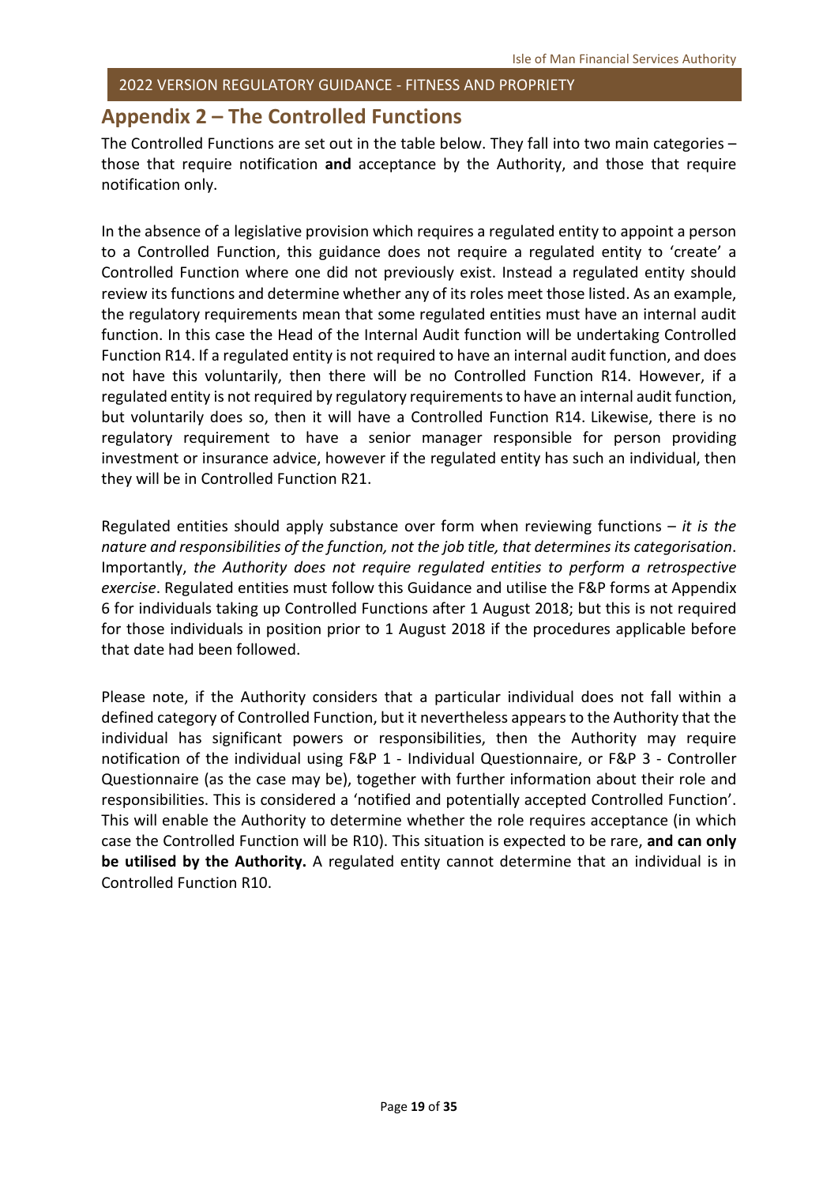## Appendix 2 – The Controlled Functions

The Controlled Functions are set out in the table below. They fall into two main categories – those that require notification **and** acceptance by the Authority, and those that require notification only.

In the absence of a legislative provision which requires a regulated entity to appoint a person to a Controlled Function, this guidance does not require a regulated entity to 'create' a Controlled Function where one did not previously exist. Instead a regulated entity should review its functions and determine whether any of its roles meet those listed. As an example, the regulatory requirements mean that some regulated entities must have an internal audit function. In this case the Head of the Internal Audit function will be undertaking Controlled Function R14. If a regulated entity is not required to have an internal audit function, and does not have this voluntarily, then there will be no Controlled Function R14. However, if a regulated entity is not required by regulatory requirements to have an internal audit function, but voluntarily does so, then it will have a Controlled Function R14. Likewise, there is no regulatory requirement to have a senior manager responsible for person providing investment or insurance advice, however if the regulated entity has such an individual, then they will be in Controlled Function R21.

Regulated entities should apply substance over form when reviewing functions – *it is the nature and responsibilities of the function, not the job title, that determines its categorisation*. Importantly, *the Authority does not require regulated entities to perform a retrospective exercise*. Regulated entities must follow this Guidance and utilise the F&P forms at Appendix 6 for individuals taking up Controlled Functions after 1 August 2018; but this is not required for those individuals in position prior to 1 August 2018 if the procedures applicable before that date had been followed.

Please note, if the Authority considers that a particular individual does not fall within a defined category of Controlled Function, but it nevertheless appears to the Authority that the individual has significant powers or responsibilities, then the Authority may require notification of the individual using F&P 1 - Individual Questionnaire, or F&P 3 - Controller Questionnaire (as the case may be), together with further information about their role and responsibilities. This is considered a 'notified and potentially accepted Controlled Function'. This will enable the Authority to determine whether the role requires acceptance (in which case the Controlled Function will be R10). This situation is expected to be rare, **and can only be utilised by the Authority.** A regulated entity cannot determine that an individual is in Controlled Function R10.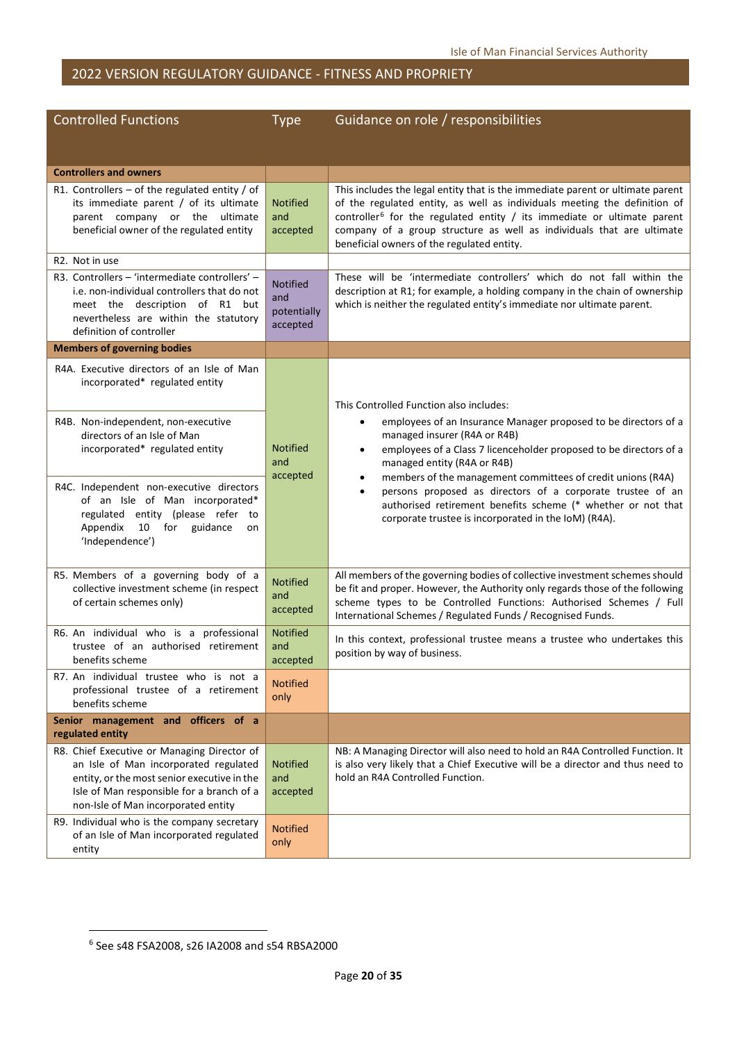## 2022 VERSION REGULATORY GUIDANCE - FITNESS AND PROPRIETY

| Controlled Functions | Type | Guidance on role / responsibilities |
|---|---|---|
| **Controllers and owners** | | |
| R1. Controllers – of the regulated entity / of its immediate parent / of its ultimate parent company or the ultimate beneficial owner of the regulated entity | Notified and accepted | This includes the legal entity that is the immediate parent or ultimate parent of the regulated entity, as well as individuals meeting the definition of controller[6] for the regulated entity / its immediate or ultimate parent company of a group structure as well as individuals that are ultimate beneficial owners of the regulated entity. |
| R2. Not in use | | |
| R3. Controllers – 'intermediate controllers' – i.e. non-individual controllers that do not meet the description of R1 but nevertheless are within the statutory definition of controller | Notified and potentially accepted | These will be 'intermediate controllers' which do not fall within the description at R1; for example, a holding company in the chain of ownership which is neither the regulated entity's immediate nor ultimate parent. |
| **Members of governing bodies** | | |
| R4A. Executive directors of an Isle of Man incorporated* regulated entity<br><br>R4B. Non-independent, non-executive directors of an Isle of Man incorporated* regulated entity<br><br>R4C. Independent non-executive directors of an Isle of Man incorporated* regulated entity (please refer to Appendix 10 for guidance on 'Independence') | Notified and accepted | This Controlled Function also includes:<br>• employees of an Insurance Manager proposed to be directors of a managed insurer (R4A or R4B)<br>• employees of a Class 7 licenceholder proposed to be directors of a managed entity (R4A or R4B)<br>• members of the management committees of credit unions (R4A)<br>• persons proposed as directors of a corporate trustee of an authorised retirement benefits scheme (* whether or not that corporate trustee is incorporated in the IoM) (R4A). |
| R5. Members of a governing body of a collective investment scheme (in respect of certain schemes only) | Notified and accepted | All members of the governing bodies of collective investment schemes should be fit and proper. However, the Authority only regards those of the following scheme types to be Controlled Functions: Authorised Schemes / Full International Schemes / Regulated Funds / Recognised Funds. |
| R6. An individual who is a professional trustee of an authorised retirement benefits scheme | Notified and accepted | In this context, professional trustee means a trustee who undertakes this position by way of business. |
| R7. An individual trustee who is not a professional trustee of a retirement benefits scheme | Notified only | |
| **Senior management and officers of a regulated entity** | | |
| R8. Chief Executive or Managing Director of an Isle of Man incorporated regulated entity, or the most senior executive in the Isle of Man responsible for a branch of a non-Isle of Man incorporated entity | Notified and accepted | NB: A Managing Director will also need to hold an R4A Controlled Function. It is also very likely that a Chief Executive will be a director and thus need to hold an R4A Controlled Function. |
| R9. Individual who is the company secretary of an Isle of Man incorporated regulated entity | Notified only | |

[6] See s48 FSA2008, s26 IA2008 and s54 RBSA2000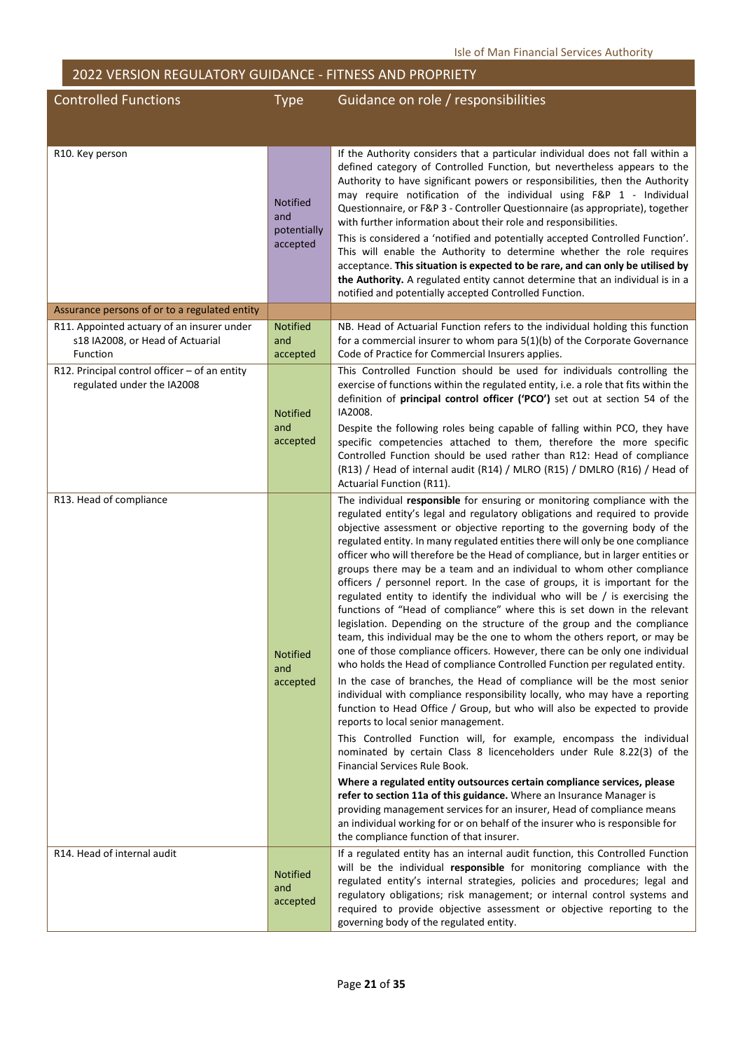## 2022 VERSION REGULATORY GUIDANCE - FITNESS AND PROPRIETY

| Controlled Functions | Type | Guidance on role / responsibilities |
|---|---|---|
| R10. Key person | Notified and potentially accepted | If the Authority considers that a particular individual does not fall within a defined category of Controlled Function, but nevertheless appears to the Authority to have significant powers or responsibilities, then the Authority may require notification of the individual using F&P 1 - Individual Questionnaire, or F&P 3 - Controller Questionnaire (as appropriate), together with further information about their role and responsibilities.<br><br>This is considered a 'notified and potentially accepted Controlled Function'. This will enable the Authority to determine whether the role requires acceptance. **This situation is expected to be rare, and can only be utilised by the Authority.** A regulated entity cannot determine that an individual is in a notified and potentially accepted Controlled Function. |
| Assurance persons of or to a regulated entity | | |
| R11. Appointed actuary of an insurer under s18 IA2008, or Head of Actuarial Function | Notified and accepted | NB. Head of Actuarial Function refers to the individual holding this function for a commercial insurer to whom para 5(1)(b) of the Corporate Governance Code of Practice for Commercial Insurers applies. |
| R12. Principal control officer – of an entity regulated under the IA2008 | Notified and accepted | This Controlled Function should be used for individuals controlling the exercise of functions within the regulated entity, i.e. a role that fits within the definition of **principal control officer ('PCO')** set out at section 54 of the IA2008.<br><br>Despite the following roles being capable of falling within PCO, they have specific competencies attached to them, therefore the more specific Controlled Function should be used rather than R12: Head of compliance (R13) / Head of internal audit (R14) / MLRO (R15) / DMLRO (R16) / Head of Actuarial Function (R11). |
| R13. Head of compliance | Notified and accepted | The individual **responsible** for ensuring or monitoring compliance with the regulated entity's legal and regulatory obligations and required to provide objective assessment or objective reporting to the governing body of the regulated entity. In many regulated entities there will only be one compliance officer who will therefore be the Head of compliance, but in larger entities or groups there may be a team and an individual to whom other compliance officers / personnel report. In the case of groups, it is important for the regulated entity to identify the individual who will be / is exercising the functions of "Head of compliance" where this is set down in the relevant legislation. Depending on the structure of the group and the compliance team, this individual may be the one to whom the others report, or may be one of those compliance officers. However, there can be only one individual who holds the Head of compliance Controlled Function per regulated entity.<br><br>In the case of branches, the Head of compliance will be the most senior individual with compliance responsibility locally, who may have a reporting function to Head Office / Group, but who will also be expected to provide reports to local senior management.<br><br>This Controlled Function will, for example, encompass the individual nominated by certain Class 8 licenceholders under Rule 8.22(3) of the Financial Services Rule Book.<br><br>**Where a regulated entity outsources certain compliance services, please refer to section 11a of this guidance.** Where an Insurance Manager is providing management services for an insurer, Head of compliance means an individual working for or on behalf of the insurer who is responsible for the compliance function of that insurer. |
| R14. Head of internal audit | Notified and accepted | If a regulated entity has an internal audit function, this Controlled Function will be the individual **responsible** for monitoring compliance with the regulated entity's internal strategies, policies and procedures; legal and regulatory obligations; risk management; or internal control systems and required to provide objective assessment or objective reporting to the governing body of the regulated entity. |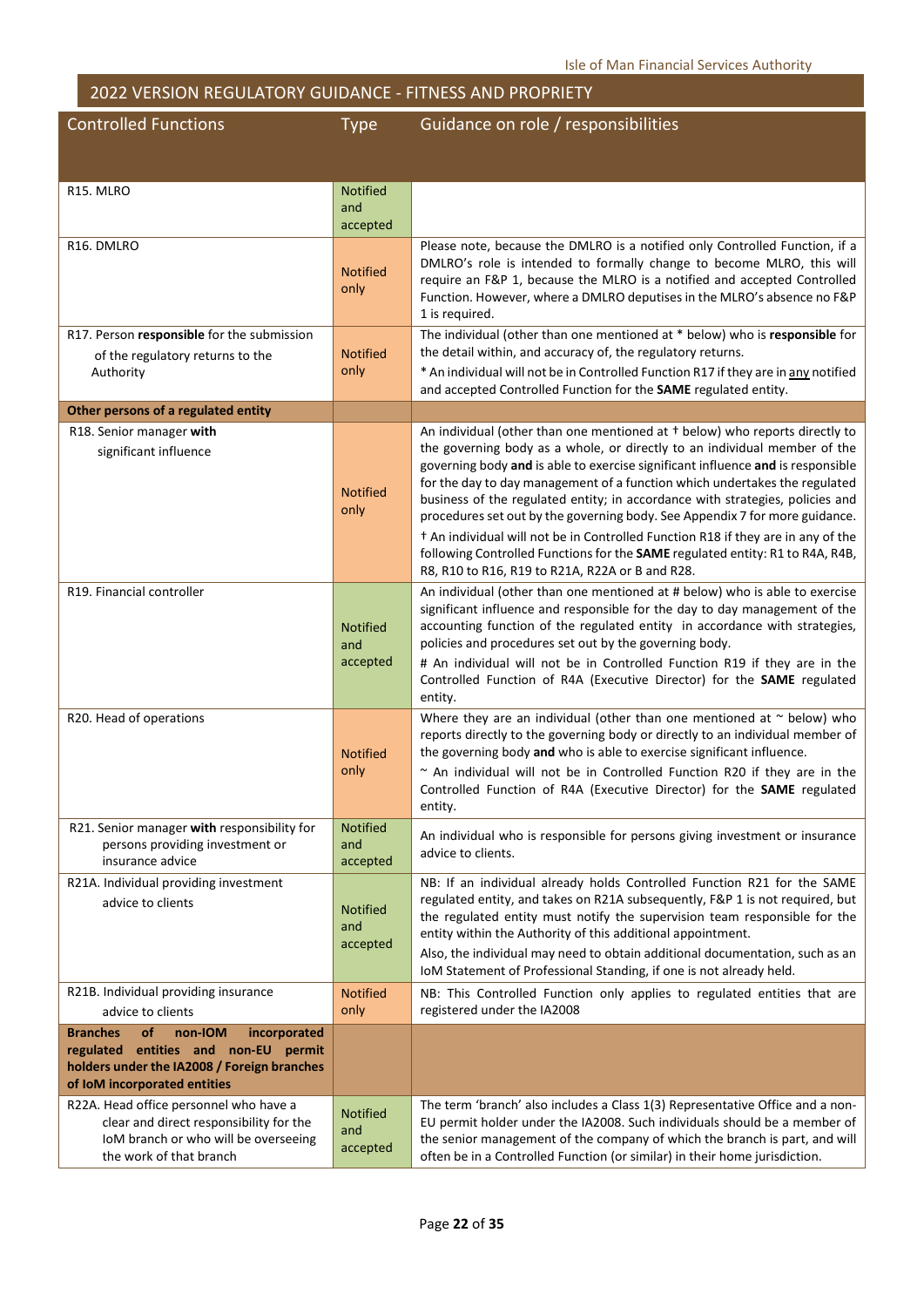## 2022 VERSION REGULATORY GUIDANCE - FITNESS AND PROPRIETY

| Controlled Functions | Type | Guidance on role / responsibilities |
|---|---|---|
| R15. MLRO | Notified and accepted | |
| R16. DMLRO | Notified only | Please note, because the DMLRO is a notified only Controlled Function, if a DMLRO's role is intended to formally change to become MLRO, this will require an F&P 1, because the MLRO is a notified and accepted Controlled Function. However, where a DMLRO deputises in the MLRO's absence no F&P 1 is required. |
| R17. Person **responsible** for the submission of the regulatory returns to the Authority | Notified only | The individual (other than one mentioned at * below) who is **responsible** for the detail within, and accuracy of, the regulatory returns.<br>* An individual will not be in Controlled Function R17 if they are in <u>any</u> notified and accepted Controlled Function for the **SAME** regulated entity. |
| **Other persons of a regulated entity** | | |
| R18. Senior manager **with** significant influence | Notified only | An individual (other than one mentioned at † below) who reports directly to the governing body as a whole, or directly to an individual member of the governing body **and** is able to exercise significant influence **and** is responsible for the day to day management of a function which undertakes the regulated business of the regulated entity; in accordance with strategies, policies and procedures set out by the governing body. See Appendix 7 for more guidance.<br>† An individual will not be in Controlled Function R18 if they are in any of the following Controlled Functions for the **SAME** regulated entity: R1 to R4A, R4B, R8, R10 to R16, R19 to R21A, R22A or B and R28. |
| R19. Financial controller | Notified and accepted | An individual (other than one mentioned at # below) who is able to exercise significant influence and responsible for the day to day management of the accounting function of the regulated entity in accordance with strategies, policies and procedures set out by the governing body.<br># An individual will not be in Controlled Function R19 if they are in the Controlled Function of R4A (Executive Director) for the **SAME** regulated entity. |
| R20. Head of operations | Notified only | Where they are an individual (other than one mentioned at ~ below) who reports directly to the governing body or directly to an individual member of the governing body **and** who is able to exercise significant influence.<br>~ An individual will not be in Controlled Function R20 if they are in the Controlled Function of R4A (Executive Director) for the **SAME** regulated entity. |
| R21. Senior manager **with** responsibility for persons providing investment or insurance advice | Notified and accepted | An individual who is responsible for persons giving investment or insurance advice to clients. |
| R21A. Individual providing investment advice to clients | Notified and accepted | NB: If an individual already holds Controlled Function R21 for the SAME regulated entity, and takes on R21A subsequently, F&P 1 is not required, but the regulated entity must notify the supervision team responsible for the entity within the Authority of this additional appointment.<br>Also, the individual may need to obtain additional documentation, such as an IoM Statement of Professional Standing, if one is not already held. |
| R21B. Individual providing insurance advice to clients | Notified only | NB: This Controlled Function only applies to regulated entities that are registered under the IA2008 |
| **Branches of non-IOM incorporated regulated entities and non-EU permit holders under the IA2008 / Foreign branches of IoM incorporated entities** | | |
| R22A. Head office personnel who have a clear and direct responsibility for the IoM branch or who will be overseeing the work of that branch | Notified and accepted | The term 'branch' also includes a Class 1(3) Representative Office and a non-EU permit holder under the IA2008. Such individuals should be a member of the senior management of the company of which the branch is part, and will often be in a Controlled Function (or similar) in their home jurisdiction. |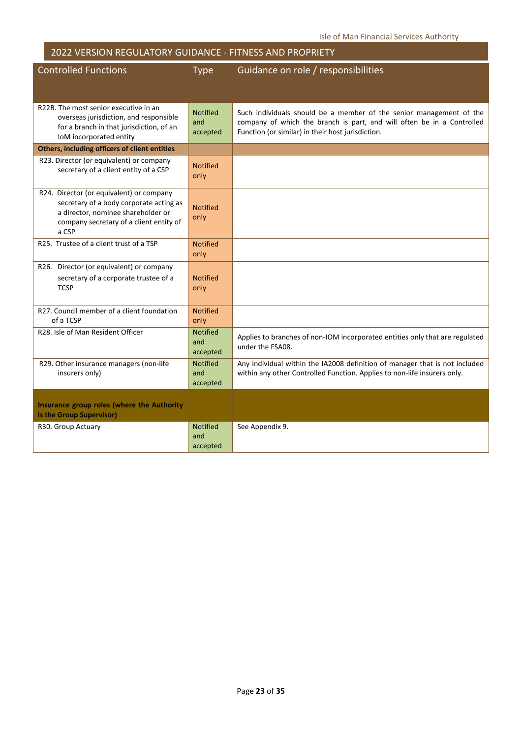## 2022 VERSION REGULATORY GUIDANCE - FITNESS AND PROPRIETY

| Controlled Functions | Type | Guidance on role / responsibilities |
|---|---|---|
| R22B. The most senior executive in an overseas jurisdiction, and responsible for a branch in that jurisdiction, of an IoM incorporated entity | Notified and accepted | Such individuals should be a member of the senior management of the company of which the branch is part, and will often be in a Controlled Function (or similar) in their host jurisdiction. |
| **Others, including officers of client entities** | | |
| R23. Director (or equivalent) or company secretary of a client entity of a CSP | Notified only | |
| R24. Director (or equivalent) or company secretary of a body corporate acting as a director, nominee shareholder or company secretary of a client entity of a CSP | Notified only | |
| R25. Trustee of a client trust of a TSP | Notified only | |
| R26. Director (or equivalent) or company secretary of a corporate trustee of a TCSP | Notified only | |
| R27. Council member of a client foundation of a TCSP | Notified only | |
| R28. Isle of Man Resident Officer | Notified and accepted | Applies to branches of non-IOM incorporated entities only that are regulated under the FSA08. |
| R29. Other insurance managers (non-life insurers only) | Notified and accepted | Any individual within the IA2008 definition of manager that is not included within any other Controlled Function. Applies to non-life insurers only. |
| **Insurance group roles (where the Authority is the Group Supervisor)** | | |
| R30. Group Actuary | Notified and accepted | See Appendix 9. |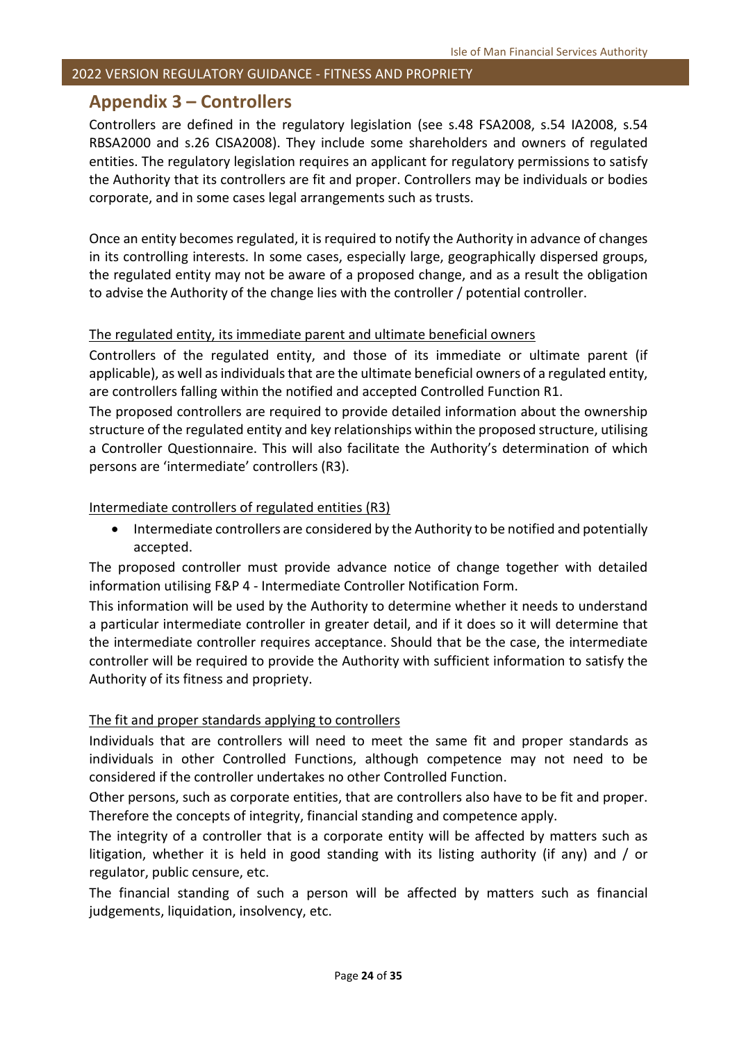## Appendix 3 – Controllers

Controllers are defined in the regulatory legislation (see s.48 FSA2008, s.54 IA2008, s.54 RBSA2000 and s.26 CISA2008). They include some shareholders and owners of regulated entities. The regulatory legislation requires an applicant for regulatory permissions to satisfy the Authority that its controllers are fit and proper. Controllers may be individuals or bodies corporate, and in some cases legal arrangements such as trusts.

Once an entity becomes regulated, it is required to notify the Authority in advance of changes in its controlling interests. In some cases, especially large, geographically dispersed groups, the regulated entity may not be aware of a proposed change, and as a result the obligation to advise the Authority of the change lies with the controller / potential controller.

<u>The regulated entity, its immediate parent and ultimate beneficial owners</u>

Controllers of the regulated entity, and those of its immediate or ultimate parent (if applicable), as well as individuals that are the ultimate beneficial owners of a regulated entity, are controllers falling within the notified and accepted Controlled Function R1.

The proposed controllers are required to provide detailed information about the ownership structure of the regulated entity and key relationships within the proposed structure, utilising a Controller Questionnaire. This will also facilitate the Authority's determination of which persons are 'intermediate' controllers (R3).

<u>Intermediate controllers of regulated entities (R3)</u>

- Intermediate controllers are considered by the Authority to be notified and potentially accepted.

The proposed controller must provide advance notice of change together with detailed information utilising F&P 4 - Intermediate Controller Notification Form.

This information will be used by the Authority to determine whether it needs to understand a particular intermediate controller in greater detail, and if it does so it will determine that the intermediate controller requires acceptance. Should that be the case, the intermediate controller will be required to provide the Authority with sufficient information to satisfy the Authority of its fitness and propriety.

<u>The fit and proper standards applying to controllers</u>

Individuals that are controllers will need to meet the same fit and proper standards as individuals in other Controlled Functions, although competence may not need to be considered if the controller undertakes no other Controlled Function.

Other persons, such as corporate entities, that are controllers also have to be fit and proper. Therefore the concepts of integrity, financial standing and competence apply.

The integrity of a controller that is a corporate entity will be affected by matters such as litigation, whether it is held in good standing with its listing authority (if any) and / or regulator, public censure, etc.

The financial standing of such a person will be affected by matters such as financial judgements, liquidation, insolvency, etc.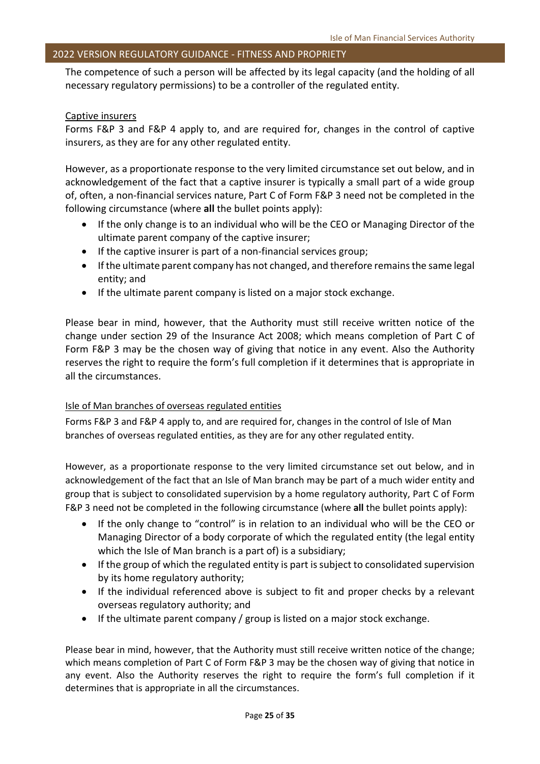The competence of such a person will be affected by its legal capacity (and the holding of all necessary regulatory permissions) to be a controller of the regulated entity.

Captive insurers

Forms F&P 3 and F&P 4 apply to, and are required for, changes in the control of captive insurers, as they are for any other regulated entity.

However, as a proportionate response to the very limited circumstance set out below, and in acknowledgement of the fact that a captive insurer is typically a small part of a wide group of, often, a non-financial services nature, Part C of Form F&P 3 need not be completed in the following circumstance (where **all** the bullet points apply):

- If the only change is to an individual who will be the CEO or Managing Director of the ultimate parent company of the captive insurer;
- If the captive insurer is part of a non-financial services group;
- If the ultimate parent company has not changed, and therefore remains the same legal entity; and
- If the ultimate parent company is listed on a major stock exchange.

Please bear in mind, however, that the Authority must still receive written notice of the change under section 29 of the Insurance Act 2008; which means completion of Part C of Form F&P 3 may be the chosen way of giving that notice in any event. Also the Authority reserves the right to require the form's full completion if it determines that is appropriate in all the circumstances.

Isle of Man branches of overseas regulated entities

Forms F&P 3 and F&P 4 apply to, and are required for, changes in the control of Isle of Man branches of overseas regulated entities, as they are for any other regulated entity.

However, as a proportionate response to the very limited circumstance set out below, and in acknowledgement of the fact that an Isle of Man branch may be part of a much wider entity and group that is subject to consolidated supervision by a home regulatory authority, Part C of Form F&P 3 need not be completed in the following circumstance (where **all** the bullet points apply):

- If the only change to "control" is in relation to an individual who will be the CEO or Managing Director of a body corporate of which the regulated entity (the legal entity which the Isle of Man branch is a part of) is a subsidiary;
- If the group of which the regulated entity is part is subject to consolidated supervision by its home regulatory authority;
- If the individual referenced above is subject to fit and proper checks by a relevant overseas regulatory authority; and
- If the ultimate parent company / group is listed on a major stock exchange.

Please bear in mind, however, that the Authority must still receive written notice of the change; which means completion of Part C of Form F&P 3 may be the chosen way of giving that notice in any event. Also the Authority reserves the right to require the form's full completion if it determines that is appropriate in all the circumstances.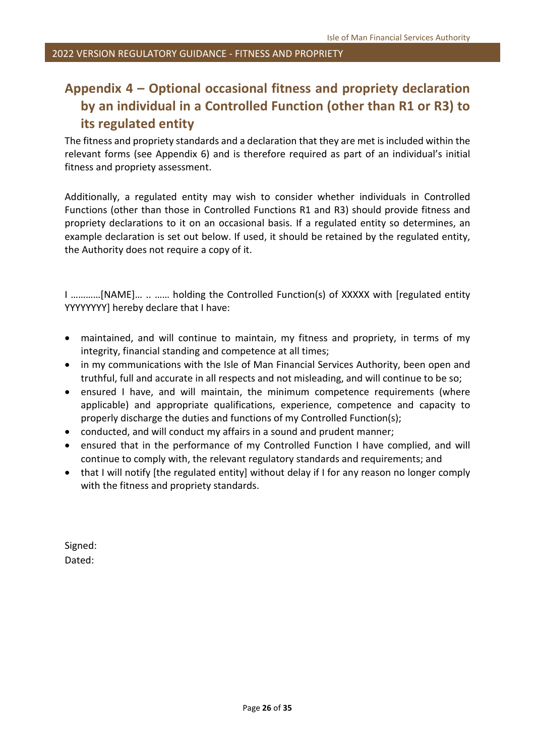# Appendix 4 – Optional occasional fitness and propriety declaration by an individual in a Controlled Function (other than R1 or R3) to its regulated entity

The fitness and propriety standards and a declaration that they are met is included within the relevant forms (see Appendix 6) and is therefore required as part of an individual's initial fitness and propriety assessment.

Additionally, a regulated entity may wish to consider whether individuals in Controlled Functions (other than those in Controlled Functions R1 and R3) should provide fitness and propriety declarations to it on an occasional basis. If a regulated entity so determines, an example declaration is set out below. If used, it should be retained by the regulated entity, the Authority does not require a copy of it.

I …………[NAME]… .. …… holding the Controlled Function(s) of XXXXX with [regulated entity YYYYYYYY] hereby declare that I have:

- maintained, and will continue to maintain, my fitness and propriety, in terms of my integrity, financial standing and competence at all times;
- in my communications with the Isle of Man Financial Services Authority, been open and truthful, full and accurate in all respects and not misleading, and will continue to be so;
- ensured I have, and will maintain, the minimum competence requirements (where applicable) and appropriate qualifications, experience, competence and capacity to properly discharge the duties and functions of my Controlled Function(s);
- conducted, and will conduct my affairs in a sound and prudent manner;
- ensured that in the performance of my Controlled Function I have complied, and will continue to comply with, the relevant regulatory standards and requirements; and
- that I will notify [the regulated entity] without delay if I for any reason no longer comply with the fitness and propriety standards.

Signed:
Dated: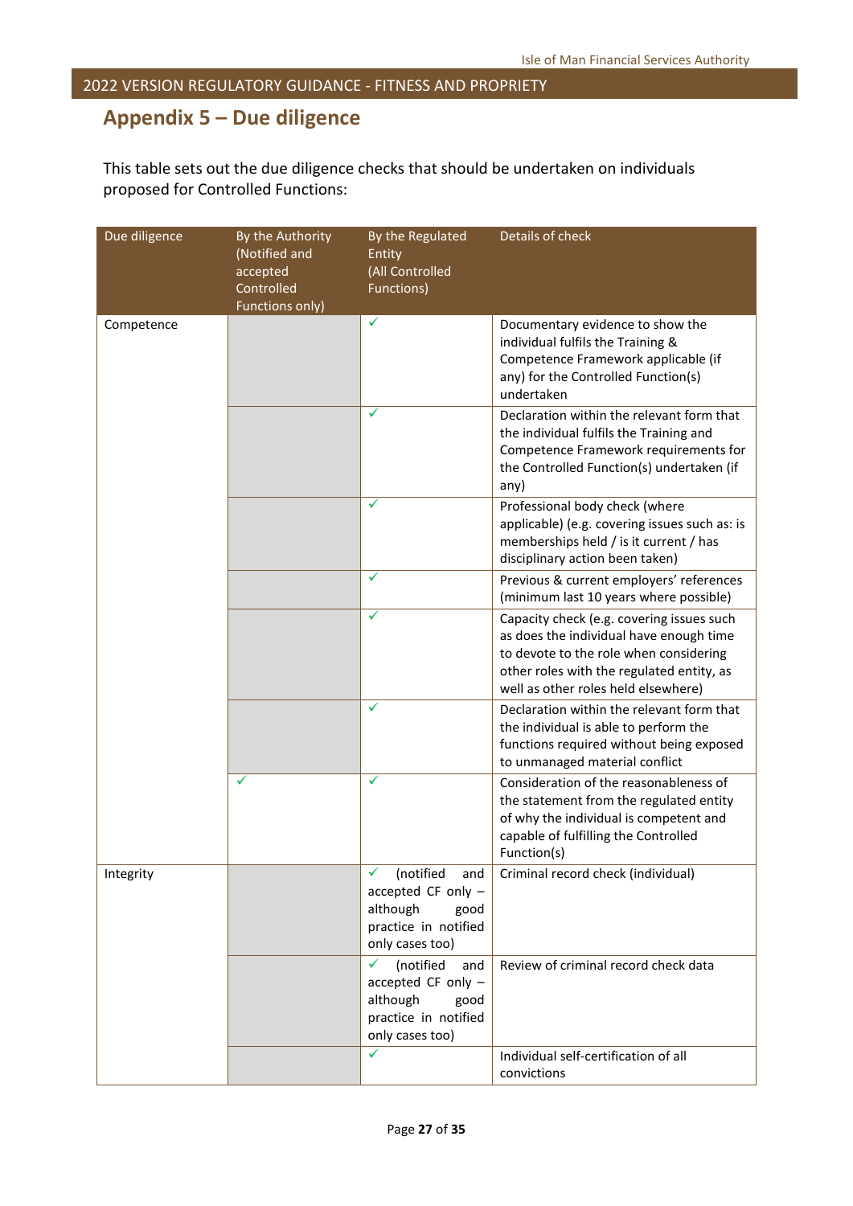## Appendix 5 – Due diligence

This table sets out the due diligence checks that should be undertaken on individuals proposed for Controlled Functions:

| Due diligence | By the Authority (Notified and accepted Controlled Functions only) | By the Regulated Entity (All Controlled Functions) | Details of check |
|---|---|---|---|
| Competence | | ✓ | Documentary evidence to show the individual fulfils the Training & Competence Framework applicable (if any) for the Controlled Function(s) undertaken |
| | | ✓ | Declaration within the relevant form that the individual fulfils the Training and Competence Framework requirements for the Controlled Function(s) undertaken (if any) |
| | | ✓ | Professional body check (where applicable) (e.g. covering issues such as: is memberships held / is it current / has disciplinary action been taken) |
| | | ✓ | Previous & current employers' references (minimum last 10 years where possible) |
| | | ✓ | Capacity check (e.g. covering issues such as does the individual have enough time to devote to the role when considering other roles with the regulated entity, as well as other roles held elsewhere) |
| | | ✓ | Declaration within the relevant form that the individual is able to perform the functions required without being exposed to unmanaged material conflict |
| | ✓ | ✓ | Consideration of the reasonableness of the statement from the regulated entity of why the individual is competent and capable of fulfilling the Controlled Function(s) |
| Integrity | | ✓ (notified and accepted CF only – although good practice in notified only cases too) | Criminal record check (individual) |
| | | ✓ (notified and accepted CF only – although good practice in notified only cases too) | Review of criminal record check data |
| | | ✓ | Individual self-certification of all convictions |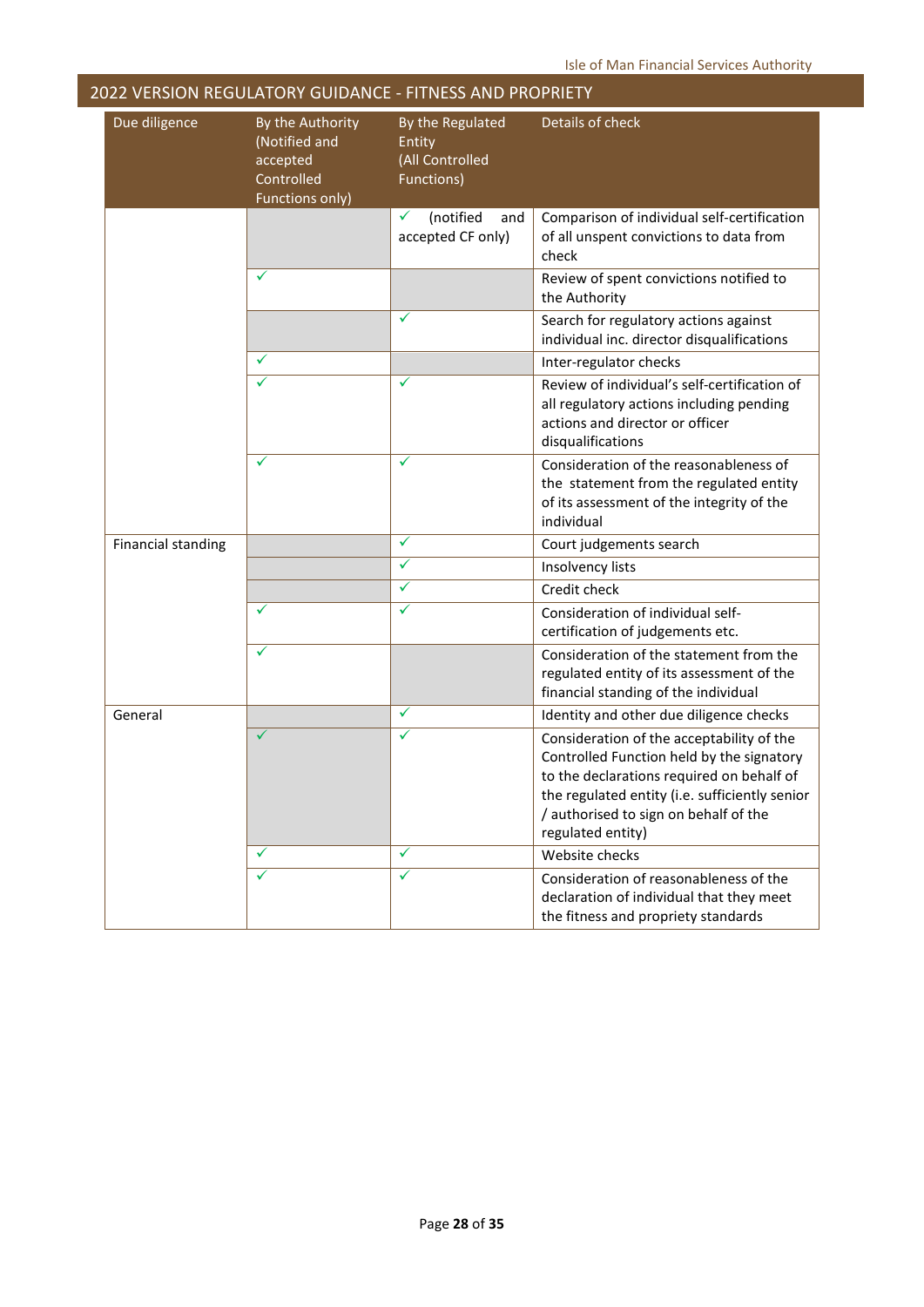## 2022 VERSION REGULATORY GUIDANCE - FITNESS AND PROPRIETY

| Due diligence | By the Authority (Notified and accepted Controlled Functions only) | By the Regulated Entity (All Controlled Functions) | Details of check |
|---|---|---|---|
| | | ✓ (notified and accepted CF only) | Comparison of individual self-certification of all unspent convictions to data from check |
| | ✓ | | Review of spent convictions notified to the Authority |
| | | ✓ | Search for regulatory actions against individual inc. director disqualifications |
| | ✓ | | Inter-regulator checks |
| | ✓ | ✓ | Review of individual's self-certification of all regulatory actions including pending actions and director or officer disqualifications |
| | ✓ | ✓ | Consideration of the reasonableness of the statement from the regulated entity of its assessment of the integrity of the individual |
| Financial standing | | ✓ | Court judgements search |
| | | ✓ | Insolvency lists |
| | | ✓ | Credit check |
| | ✓ | ✓ | Consideration of individual self-certification of judgements etc. |
| | ✓ | | Consideration of the statement from the regulated entity of its assessment of the financial standing of the individual |
| General | | ✓ | Identity and other due diligence checks |
| | ✓ | ✓ | Consideration of the acceptability of the Controlled Function held by the signatory to the declarations required on behalf of the regulated entity (i.e. sufficiently senior / authorised to sign on behalf of the regulated entity) |
| | ✓ | ✓ | Website checks |
| | ✓ | ✓ | Consideration of reasonableness of the declaration of individual that they meet the fitness and propriety standards |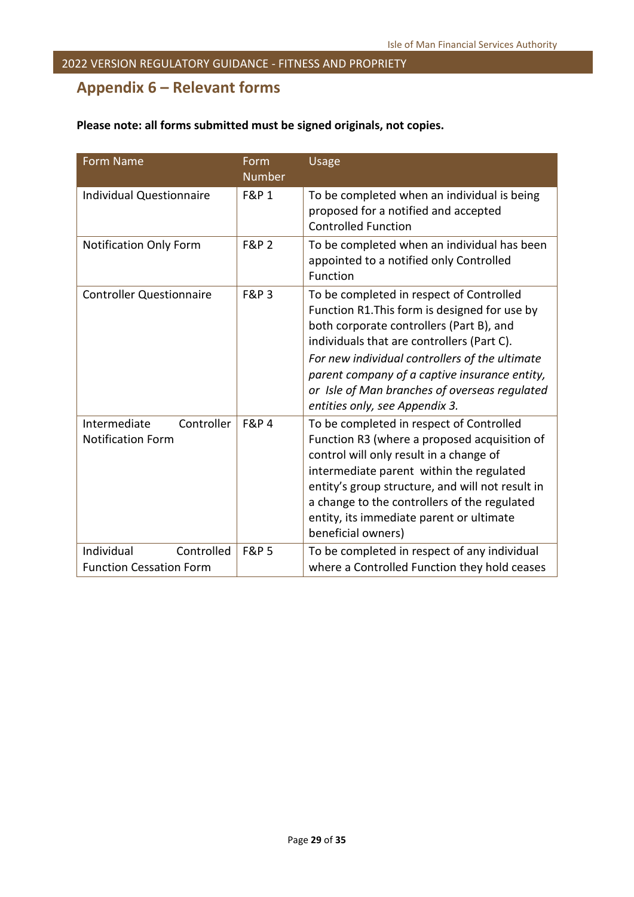## Appendix 6 – Relevant forms

**Please note: all forms submitted must be signed originals, not copies.**

| Form Name | Form Number | Usage |
|---|---|---|
| Individual Questionnaire | F&P 1 | To be completed when an individual is being proposed for a notified and accepted Controlled Function |
| Notification Only Form | F&P 2 | To be completed when an individual has been appointed to a notified only Controlled Function |
| Controller Questionnaire | F&P 3 | To be completed in respect of Controlled Function R1.This form is designed for use by both corporate controllers (Part B), and individuals that are controllers (Part C).<br>*For new individual controllers of the ultimate parent company of a captive insurance entity, or Isle of Man branches of overseas regulated entities only, see Appendix 3.* |
| Intermediate Controller Notification Form | F&P 4 | To be completed in respect of Controlled Function R3 (where a proposed acquisition of control will only result in a change of intermediate parent within the regulated entity's group structure, and will not result in a change to the controllers of the regulated entity, its immediate parent or ultimate beneficial owners) |
| Individual Controlled Function Cessation Form | F&P 5 | To be completed in respect of any individual where a Controlled Function they hold ceases |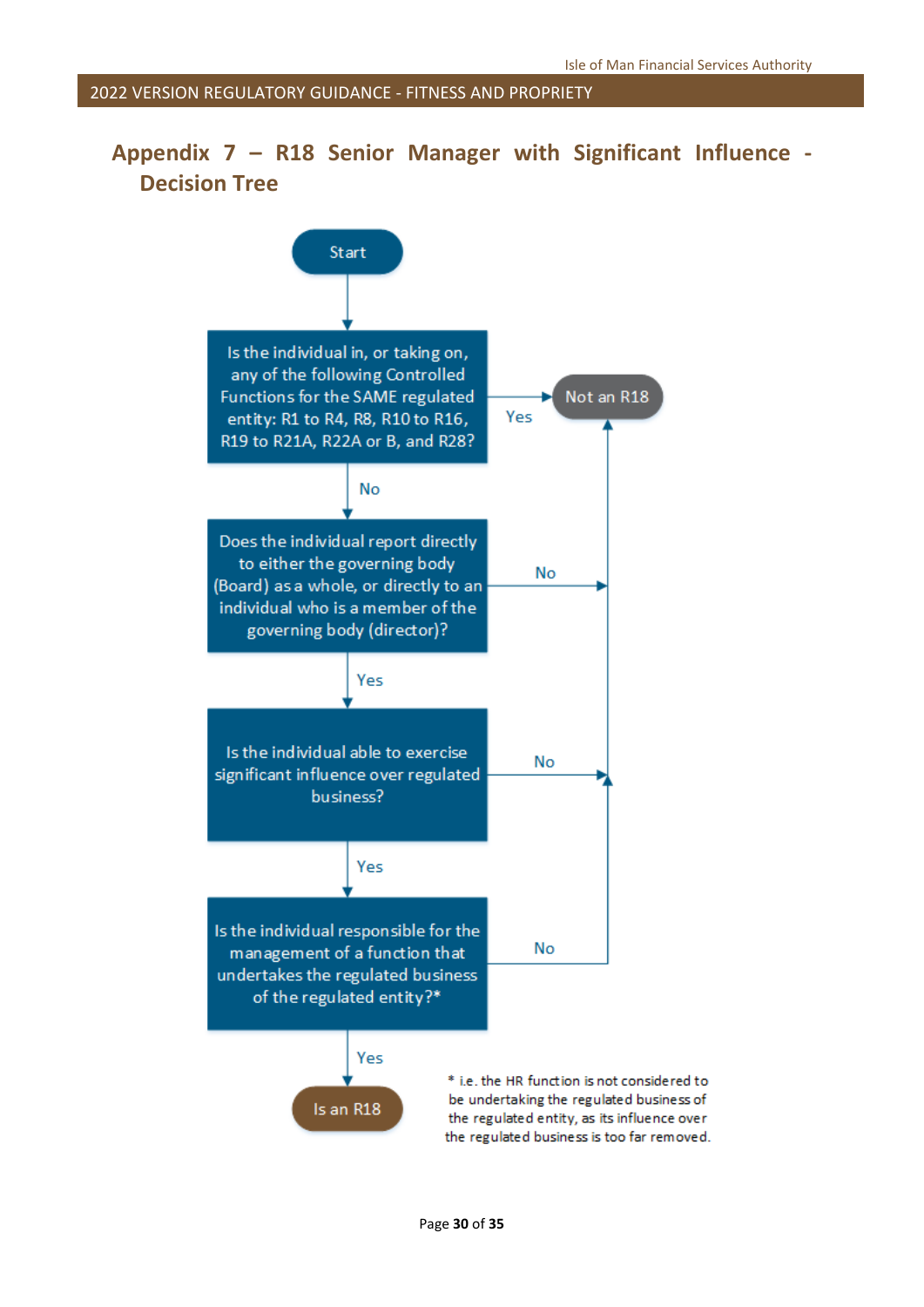## Appendix 7 – R18 Senior Manager with Significant Influence - Decision Tree

Start

Is the individual in, or taking on, any of the following Controlled Functions for the SAME regulated entity: R1 to R4, R8, R10 to R16, R19 to R21A, R22A or B, and R28?

- Yes → Not an R18
- No → Does the individual report directly to either the governing body (Board) as a whole, or directly to an individual who is a member of the governing body (director)?
  - No → Not an R18
  - Yes → Is the individual able to exercise significant influence over regulated business?
    - No → Not an R18
    - Yes → Is the individual responsible for the management of a function that undertakes the regulated business of the regulated entity?*
      - No → Not an R18
      - Yes → Is an R18

* i.e. the HR function is not considered to be undertaking the regulated business of the regulated entity, as its influence over the regulated business is too far removed.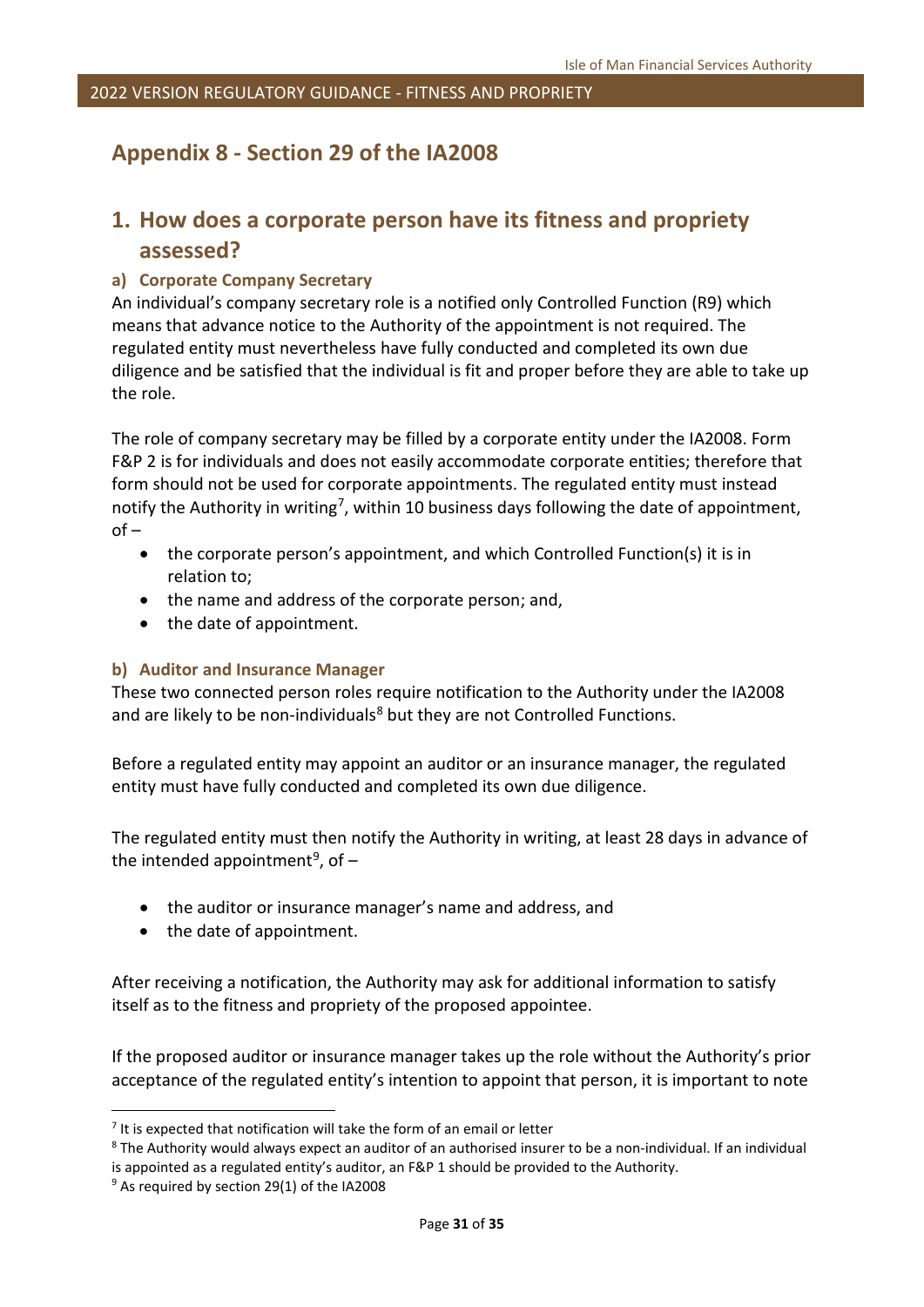## Appendix 8 - Section 29 of the IA2008

## 1. How does a corporate person have its fitness and propriety assessed?

### a) Corporate Company Secretary

An individual's company secretary role is a notified only Controlled Function (R9) which means that advance notice to the Authority of the appointment is not required. The regulated entity must nevertheless have fully conducted and completed its own due diligence and be satisfied that the individual is fit and proper before they are able to take up the role.

The role of company secretary may be filled by a corporate entity under the IA2008. Form F&P 2 is for individuals and does not easily accommodate corporate entities; therefore that form should not be used for corporate appointments. The regulated entity must instead notify the Authority in writing[7], within 10 business days following the date of appointment, of –

- the corporate person's appointment, and which Controlled Function(s) it is in relation to;
- the name and address of the corporate person; and,
- the date of appointment.

### b) Auditor and Insurance Manager

These two connected person roles require notification to the Authority under the IA2008 and are likely to be non-individuals[8] but they are not Controlled Functions.

Before a regulated entity may appoint an auditor or an insurance manager, the regulated entity must have fully conducted and completed its own due diligence.

The regulated entity must then notify the Authority in writing, at least 28 days in advance of the intended appointment[9], of –

- the auditor or insurance manager's name and address, and
- the date of appointment.

After receiving a notification, the Authority may ask for additional information to satisfy itself as to the fitness and propriety of the proposed appointee.

If the proposed auditor or insurance manager takes up the role without the Authority's prior acceptance of the regulated entity's intention to appoint that person, it is important to note

---

[7] It is expected that notification will take the form of an email or letter

[8] The Authority would always expect an auditor of an authorised insurer to be a non-individual. If an individual is appointed as a regulated entity's auditor, an F&P 1 should be provided to the Authority.

[9] As required by section 29(1) of the IA2008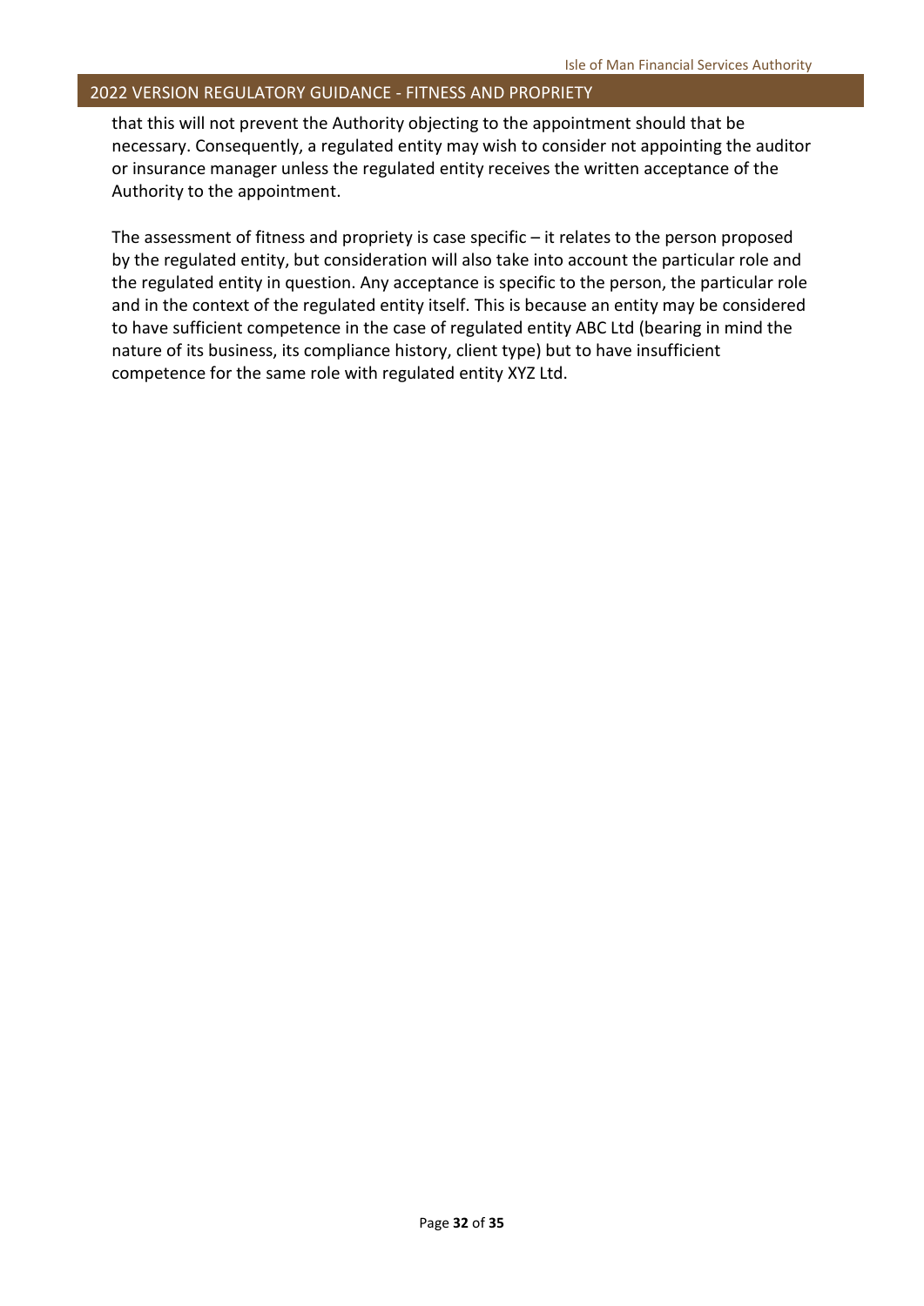that this will not prevent the Authority objecting to the appointment should that be necessary. Consequently, a regulated entity may wish to consider not appointing the auditor or insurance manager unless the regulated entity receives the written acceptance of the Authority to the appointment.

The assessment of fitness and propriety is case specific – it relates to the person proposed by the regulated entity, but consideration will also take into account the particular role and the regulated entity in question. Any acceptance is specific to the person, the particular role and in the context of the regulated entity itself. This is because an entity may be considered to have sufficient competence in the case of regulated entity ABC Ltd (bearing in mind the nature of its business, its compliance history, client type) but to have insufficient competence for the same role with regulated entity XYZ Ltd.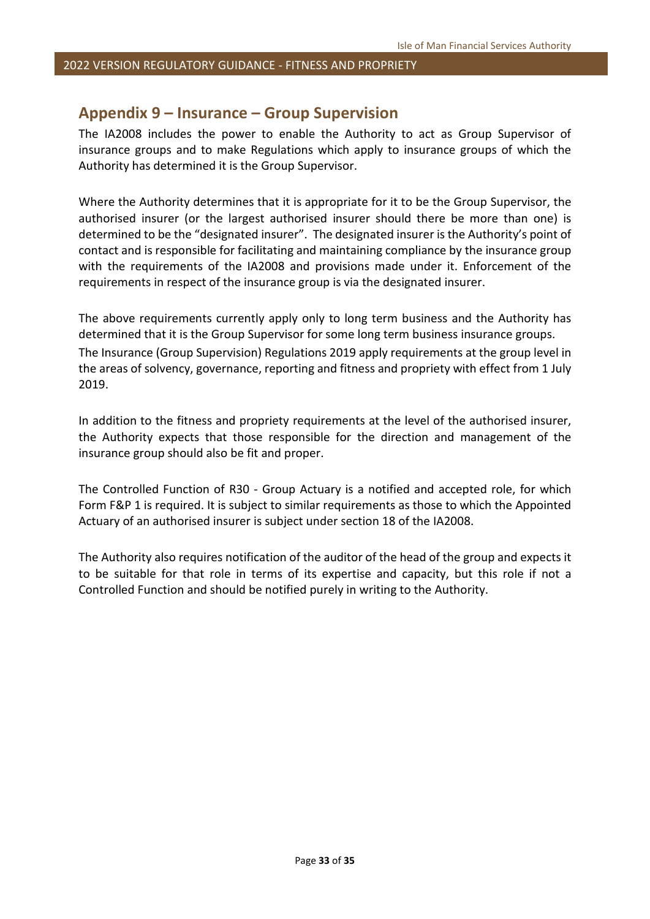## Appendix 9 – Insurance – Group Supervision

The IA2008 includes the power to enable the Authority to act as Group Supervisor of insurance groups and to make Regulations which apply to insurance groups of which the Authority has determined it is the Group Supervisor.

Where the Authority determines that it is appropriate for it to be the Group Supervisor, the authorised insurer (or the largest authorised insurer should there be more than one) is determined to be the "designated insurer". The designated insurer is the Authority's point of contact and is responsible for facilitating and maintaining compliance by the insurance group with the requirements of the IA2008 and provisions made under it. Enforcement of the requirements in respect of the insurance group is via the designated insurer.

The above requirements currently apply only to long term business and the Authority has determined that it is the Group Supervisor for some long term business insurance groups.

The Insurance (Group Supervision) Regulations 2019 apply requirements at the group level in the areas of solvency, governance, reporting and fitness and propriety with effect from 1 July 2019.

In addition to the fitness and propriety requirements at the level of the authorised insurer, the Authority expects that those responsible for the direction and management of the insurance group should also be fit and proper.

The Controlled Function of R30 - Group Actuary is a notified and accepted role, for which Form F&P 1 is required. It is subject to similar requirements as those to which the Appointed Actuary of an authorised insurer is subject under section 18 of the IA2008.

The Authority also requires notification of the auditor of the head of the group and expects it to be suitable for that role in terms of its expertise and capacity, but this role if not a Controlled Function and should be notified purely in writing to the Authority.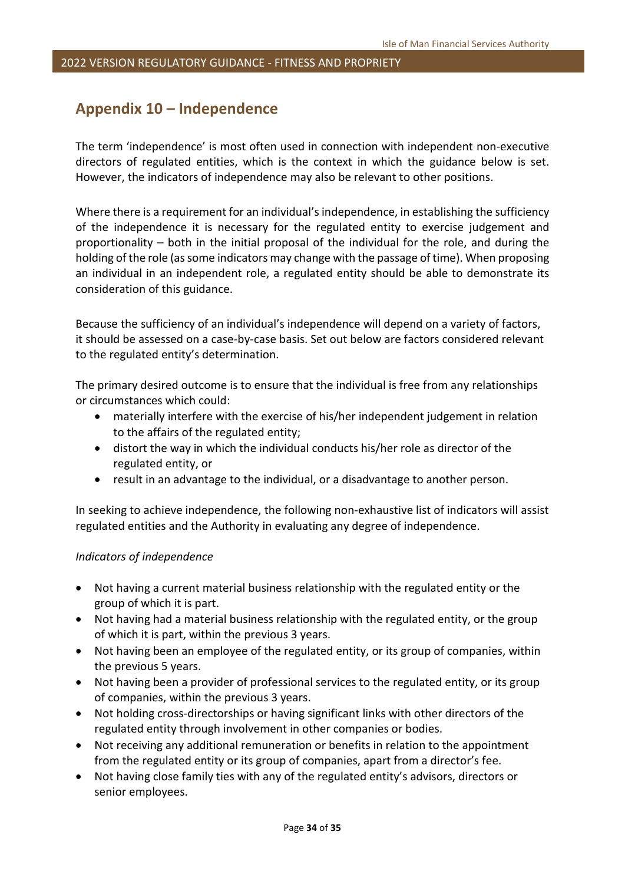## Appendix 10 – Independence

The term 'independence' is most often used in connection with independent non-executive directors of regulated entities, which is the context in which the guidance below is set. However, the indicators of independence may also be relevant to other positions.

Where there is a requirement for an individual's independence, in establishing the sufficiency of the independence it is necessary for the regulated entity to exercise judgement and proportionality – both in the initial proposal of the individual for the role, and during the holding of the role (as some indicators may change with the passage of time). When proposing an individual in an independent role, a regulated entity should be able to demonstrate its consideration of this guidance.

Because the sufficiency of an individual's independence will depend on a variety of factors, it should be assessed on a case-by-case basis. Set out below are factors considered relevant to the regulated entity's determination.

The primary desired outcome is to ensure that the individual is free from any relationships or circumstances which could:

- materially interfere with the exercise of his/her independent judgement in relation to the affairs of the regulated entity;
- distort the way in which the individual conducts his/her role as director of the regulated entity, or
- result in an advantage to the individual, or a disadvantage to another person.

In seeking to achieve independence, the following non-exhaustive list of indicators will assist regulated entities and the Authority in evaluating any degree of independence.

*Indicators of independence*

- Not having a current material business relationship with the regulated entity or the group of which it is part.
- Not having had a material business relationship with the regulated entity, or the group of which it is part, within the previous 3 years.
- Not having been an employee of the regulated entity, or its group of companies, within the previous 5 years.
- Not having been a provider of professional services to the regulated entity, or its group of companies, within the previous 3 years.
- Not holding cross-directorships or having significant links with other directors of the regulated entity through involvement in other companies or bodies.
- Not receiving any additional remuneration or benefits in relation to the appointment from the regulated entity or its group of companies, apart from a director's fee.
- Not having close family ties with any of the regulated entity's advisors, directors or senior employees.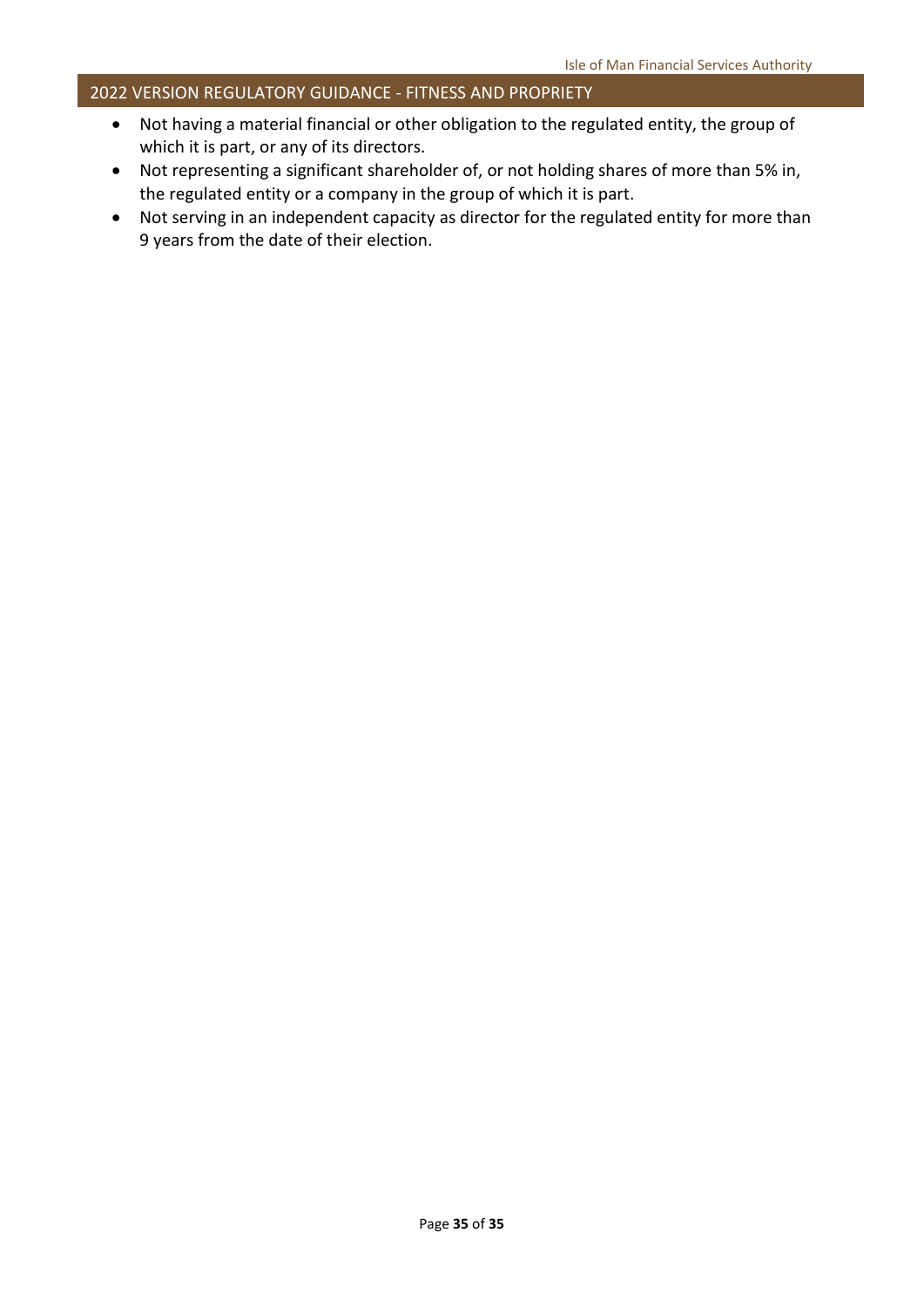- Not having a material financial or other obligation to the regulated entity, the group of which it is part, or any of its directors.
- Not representing a significant shareholder of, or not holding shares of more than 5% in, the regulated entity or a company in the group of which it is part.
- Not serving in an independent capacity as director for the regulated entity for more than 9 years from the date of their election.